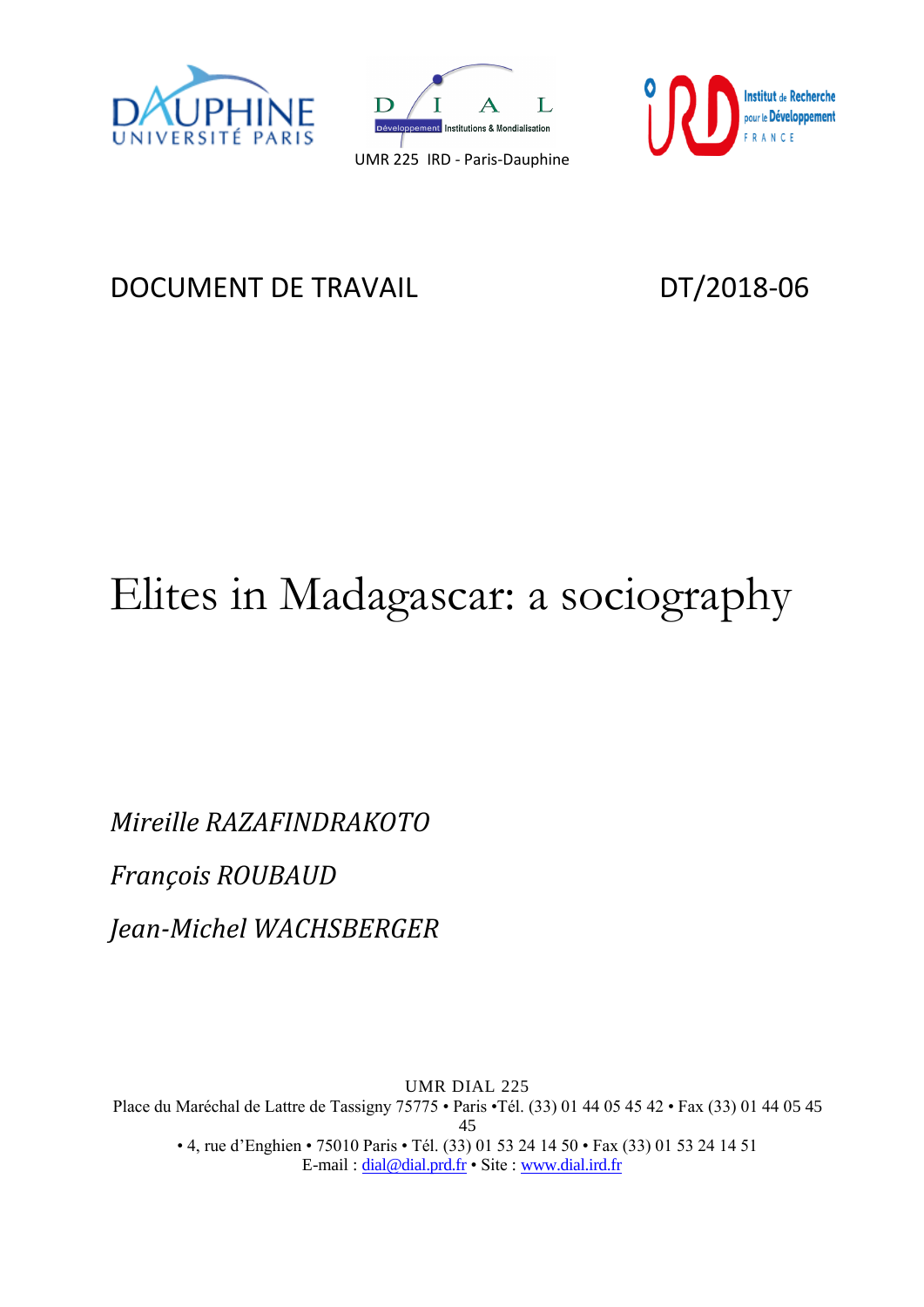UMR 225 IRD - Paris-Dauphine

DOCUMENT DE TRAVAIL DT/2018-06

# Elites in Madagascar: a sociography

*Mireille RAZAFINDRAKOTO*

*François ROUBAUD*

*Jean-Michel WACHSBERGER*

UMR DIAL 225
Place du Maréchal de Lattre de Tassigny 75775 • Paris •Tél. (33) 01 44 05 45 42 • Fax (33) 01 44 05 45 45
• 4, rue d'Enghien • 75010 Paris • Tél. (33) 01 53 24 14 50 • Fax (33) 01 53 24 14 51
E-mail : dial@dial.prd.fr • Site : www.dial.ird.fr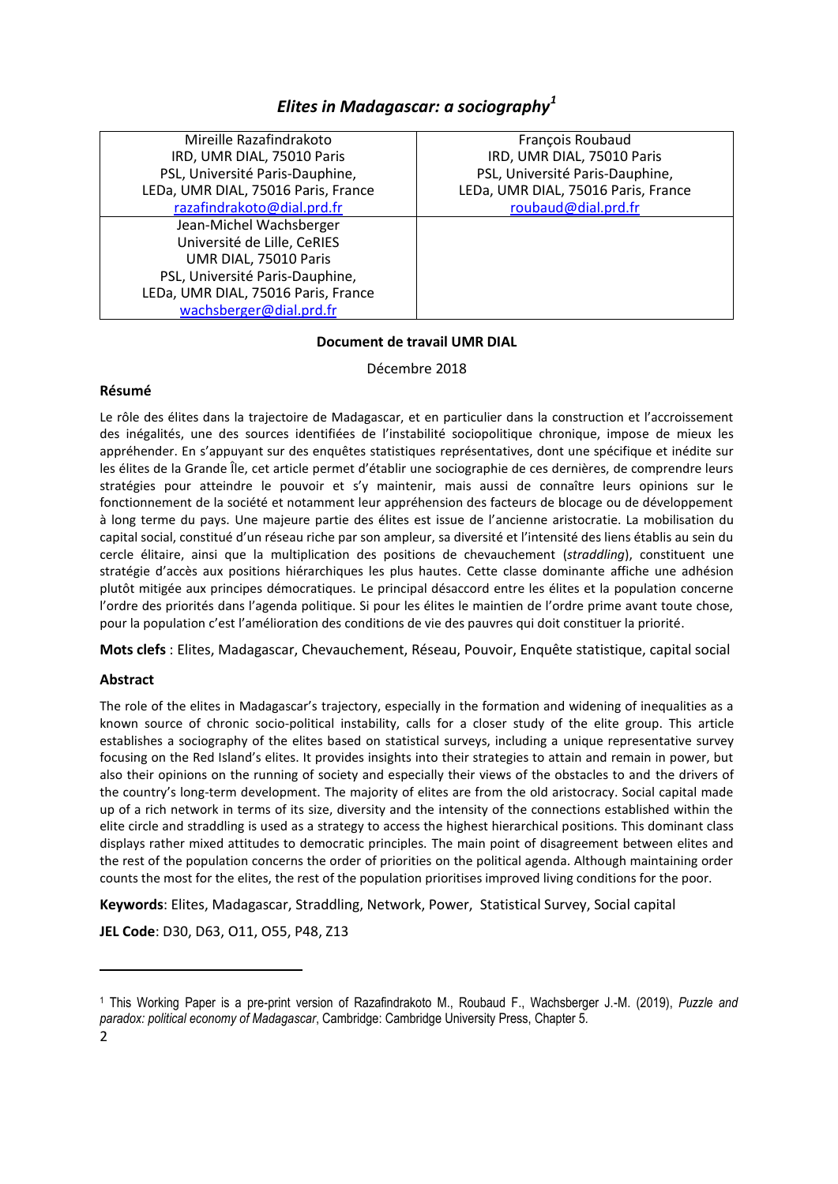# *Elites in Madagascar: a sociography*[1]

| Mireille Razafindrakoto<br>IRD, UMR DIAL, 75010 Paris<br>PSL, Université Paris-Dauphine,<br>LEDa, UMR DIAL, 75016 Paris, France<br>razafindrakoto@dial.prd.fr | François Roubaud<br>IRD, UMR DIAL, 75010 Paris<br>PSL, Université Paris-Dauphine,<br>LEDa, UMR DIAL, 75016 Paris, France<br>roubaud@dial.prd.fr |
|---|---|
| Jean-Michel Wachsberger<br>Université de Lille, CeRIES<br>UMR DIAL, 75010 Paris<br>PSL, Université Paris-Dauphine,<br>LEDa, UMR DIAL, 75016 Paris, France<br>wachsberger@dial.prd.fr | |

**Document de travail UMR DIAL**

Décembre 2018

**Résumé**

Le rôle des élites dans la trajectoire de Madagascar, et en particulier dans la construction et l'accroissement des inégalités, une des sources identifiées de l'instabilité sociopolitique chronique, impose de mieux les appréhender. En s'appuyant sur des enquêtes statistiques représentatives, dont une spécifique et inédite sur les élites de la Grande Île, cet article permet d'établir une sociographie de ces dernières, de comprendre leurs stratégies pour atteindre le pouvoir et s'y maintenir, mais aussi de connaître leurs opinions sur le fonctionnement de la société et notamment leur appréhension des facteurs de blocage ou de développement à long terme du pays. Une majeure partie des élites est issue de l'ancienne aristocratie. La mobilisation du capital social, constitué d'un réseau riche par son ampleur, sa diversité et l'intensité des liens établis au sein du cercle élitaire, ainsi que la multiplication des positions de chevauchement (*straddling*), constituent une stratégie d'accès aux positions hiérarchiques les plus hautes. Cette classe dominante affiche une adhésion plutôt mitigée aux principes démocratiques. Le principal désaccord entre les élites et la population concerne l'ordre des priorités dans l'agenda politique. Si pour les élites le maintien de l'ordre prime avant toute chose, pour la population c'est l'amélioration des conditions de vie des pauvres qui doit constituer la priorité.

**Mots clefs** : Elites, Madagascar, Chevauchement, Réseau, Pouvoir, Enquête statistique, capital social

**Abstract**

The role of the elites in Madagascar's trajectory, especially in the formation and widening of inequalities as a known source of chronic socio-political instability, calls for a closer study of the elite group. This article establishes a sociography of the elites based on statistical surveys, including a unique representative survey focusing on the Red Island's elites. It provides insights into their strategies to attain and remain in power, but also their opinions on the running of society and especially their views of the obstacles to and the drivers of the country's long-term development. The majority of elites are from the old aristocracy. Social capital made up of a rich network in terms of its size, diversity and the intensity of the connections established within the elite circle and straddling is used as a strategy to access the highest hierarchical positions. This dominant class displays rather mixed attitudes to democratic principles. The main point of disagreement between elites and the rest of the population concerns the order of priorities on the political agenda. Although maintaining order counts the most for the elites, the rest of the population prioritises improved living conditions for the poor.

**Keywords**: Elites, Madagascar, Straddling, Network, Power, Statistical Survey, Social capital

**JEL Code**: D30, D63, O11, O55, P48, Z13

---

[1] This Working Paper is a pre-print version of Razafindrakoto M., Roubaud F., Wachsberger J.-M. (2019), *Puzzle and paradox: political economy of Madagascar*, Cambridge: Cambridge University Press, Chapter 5.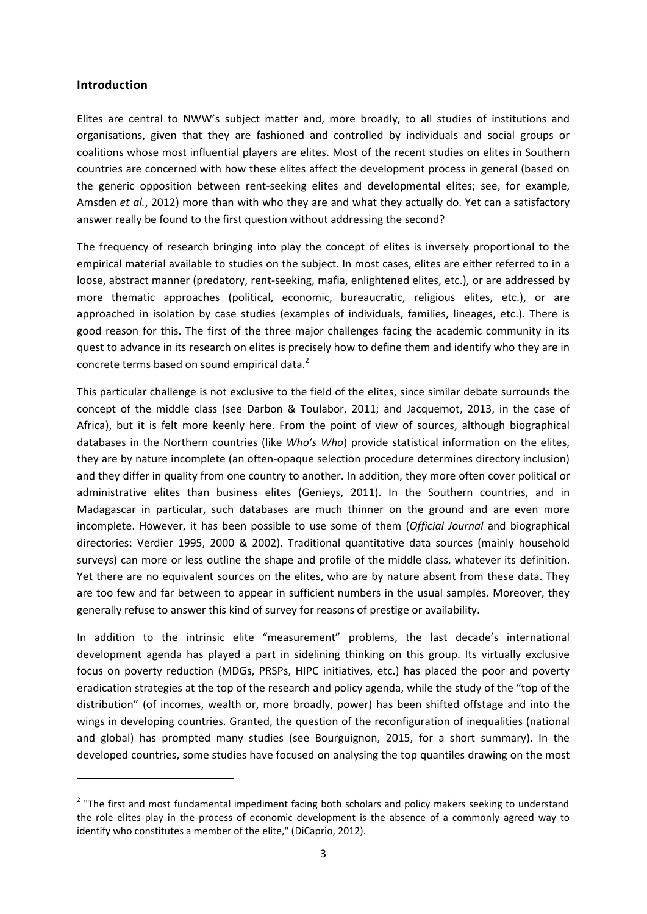## Introduction

Elites are central to NWW's subject matter and, more broadly, to all studies of institutions and organisations, given that they are fashioned and controlled by individuals and social groups or coalitions whose most influential players are elites. Most of the recent studies on elites in Southern countries are concerned with how these elites affect the development process in general (based on the generic opposition between rent-seeking elites and developmental elites; see, for example, Amsden *et al.*, 2012) more than with who they are and what they actually do. Yet can a satisfactory answer really be found to the first question without addressing the second?

The frequency of research bringing into play the concept of elites is inversely proportional to the empirical material available to studies on the subject. In most cases, elites are either referred to in a loose, abstract manner (predatory, rent-seeking, mafia, enlightened elites, etc.), or are addressed by more thematic approaches (political, economic, bureaucratic, religious elites, etc.), or are approached in isolation by case studies (examples of individuals, families, lineages, etc.). There is good reason for this. The first of the three major challenges facing the academic community in its quest to advance in its research on elites is precisely how to define them and identify who they are in concrete terms based on sound empirical data.[2]

This particular challenge is not exclusive to the field of the elites, since similar debate surrounds the concept of the middle class (see Darbon & Toulabor, 2011; and Jacquemot, 2013, in the case of Africa), but it is felt more keenly here. From the point of view of sources, although biographical databases in the Northern countries (like *Who's Who*) provide statistical information on the elites, they are by nature incomplete (an often-opaque selection procedure determines directory inclusion) and they differ in quality from one country to another. In addition, they more often cover political or administrative elites than business elites (Genieys, 2011). In the Southern countries, and in Madagascar in particular, such databases are much thinner on the ground and are even more incomplete. However, it has been possible to use some of them (*Official Journal* and biographical directories: Verdier 1995, 2000 & 2002). Traditional quantitative data sources (mainly household surveys) can more or less outline the shape and profile of the middle class, whatever its definition. Yet there are no equivalent sources on the elites, who are by nature absent from these data. They are too few and far between to appear in sufficient numbers in the usual samples. Moreover, they generally refuse to answer this kind of survey for reasons of prestige or availability.

In addition to the intrinsic elite "measurement" problems, the last decade's international development agenda has played a part in sidelining thinking on this group. Its virtually exclusive focus on poverty reduction (MDGs, PRSPs, HIPC initiatives, etc.) has placed the poor and poverty eradication strategies at the top of the research and policy agenda, while the study of the "top of the distribution" (of incomes, wealth or, more broadly, power) has been shifted offstage and into the wings in developing countries. Granted, the question of the reconfiguration of inequalities (national and global) has prompted many studies (see Bourguignon, 2015, for a short summary). In the developed countries, some studies have focused on analysing the top quantiles drawing on the most

[2] "The first and most fundamental impediment facing both scholars and policy makers seeking to understand the role elites play in the process of economic development is the absence of a commonly agreed way to identify who constitutes a member of the elite," (DiCaprio, 2012).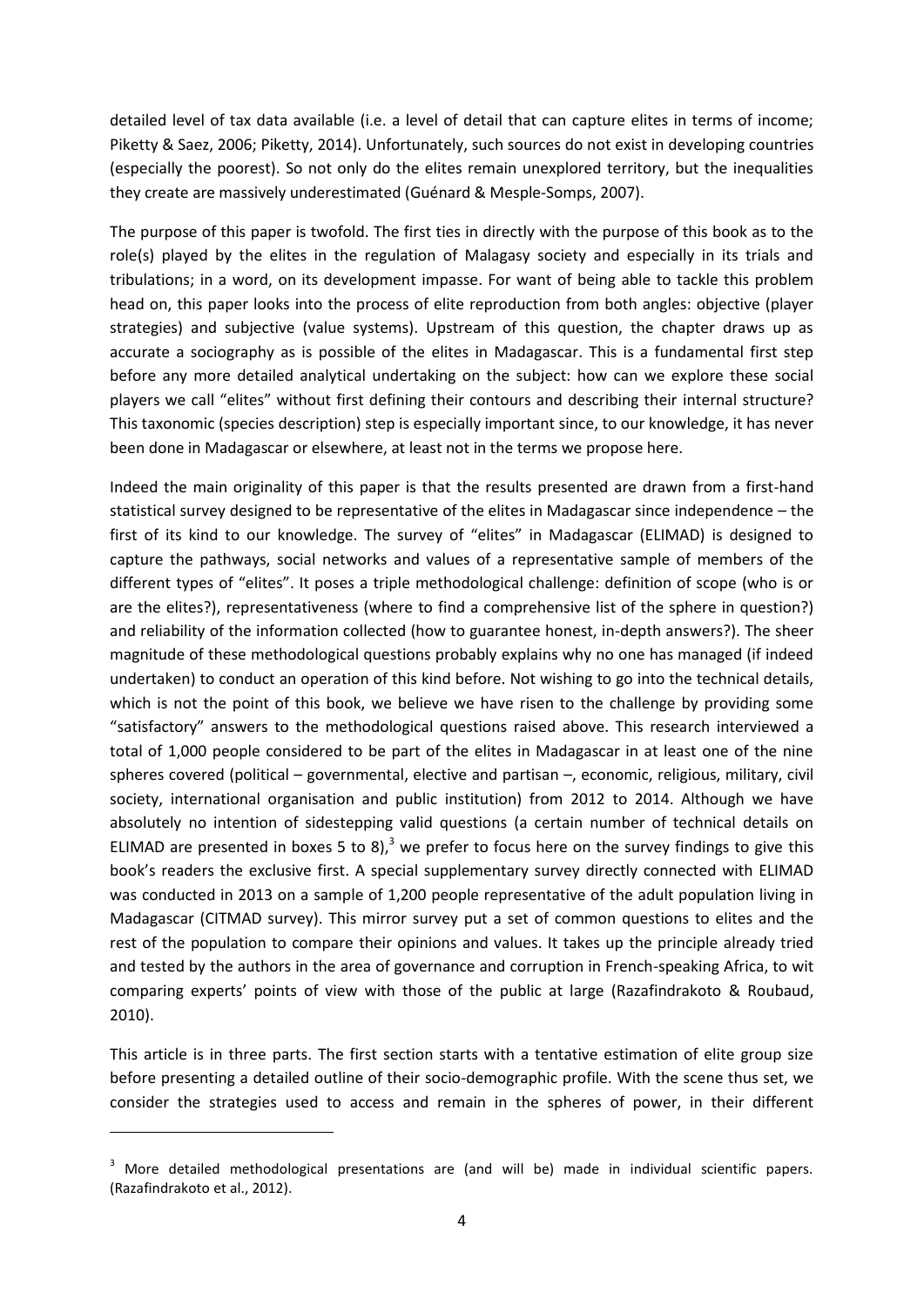detailed level of tax data available (i.e. a level of detail that can capture elites in terms of income; Piketty & Saez, 2006; Piketty, 2014). Unfortunately, such sources do not exist in developing countries (especially the poorest). So not only do the elites remain unexplored territory, but the inequalities they create are massively underestimated (Guénard & Mesple-Somps, 2007).

The purpose of this paper is twofold. The first ties in directly with the purpose of this book as to the role(s) played by the elites in the regulation of Malagasy society and especially in its trials and tribulations; in a word, on its development impasse. For want of being able to tackle this problem head on, this paper looks into the process of elite reproduction from both angles: objective (player strategies) and subjective (value systems). Upstream of this question, the chapter draws up as accurate a sociography as is possible of the elites in Madagascar. This is a fundamental first step before any more detailed analytical undertaking on the subject: how can we explore these social players we call "elites" without first defining their contours and describing their internal structure? This taxonomic (species description) step is especially important since, to our knowledge, it has never been done in Madagascar or elsewhere, at least not in the terms we propose here.

Indeed the main originality of this paper is that the results presented are drawn from a first-hand statistical survey designed to be representative of the elites in Madagascar since independence – the first of its kind to our knowledge. The survey of "elites" in Madagascar (ELIMAD) is designed to capture the pathways, social networks and values of a representative sample of members of the different types of "elites". It poses a triple methodological challenge: definition of scope (who is or are the elites?), representativeness (where to find a comprehensive list of the sphere in question?) and reliability of the information collected (how to guarantee honest, in-depth answers?). The sheer magnitude of these methodological questions probably explains why no one has managed (if indeed undertaken) to conduct an operation of this kind before. Not wishing to go into the technical details, which is not the point of this book, we believe we have risen to the challenge by providing some "satisfactory" answers to the methodological questions raised above. This research interviewed a total of 1,000 people considered to be part of the elites in Madagascar in at least one of the nine spheres covered (political – governmental, elective and partisan –, economic, religious, military, civil society, international organisation and public institution) from 2012 to 2014. Although we have absolutely no intention of sidestepping valid questions (a certain number of technical details on ELIMAD are presented in boxes 5 to 8),[3] we prefer to focus here on the survey findings to give this book's readers the exclusive first. A special supplementary survey directly connected with ELIMAD was conducted in 2013 on a sample of 1,200 people representative of the adult population living in Madagascar (CITMAD survey). This mirror survey put a set of common questions to elites and the rest of the population to compare their opinions and values. It takes up the principle already tried and tested by the authors in the area of governance and corruption in French-speaking Africa, to wit comparing experts' points of view with those of the public at large (Razafindrakoto & Roubaud, 2010).

This article is in three parts. The first section starts with a tentative estimation of elite group size before presenting a detailed outline of their socio-demographic profile. With the scene thus set, we consider the strategies used to access and remain in the spheres of power, in their different

---

[3] More detailed methodological presentations are (and will be) made in individual scientific papers. (Razafindrakoto et al., 2012).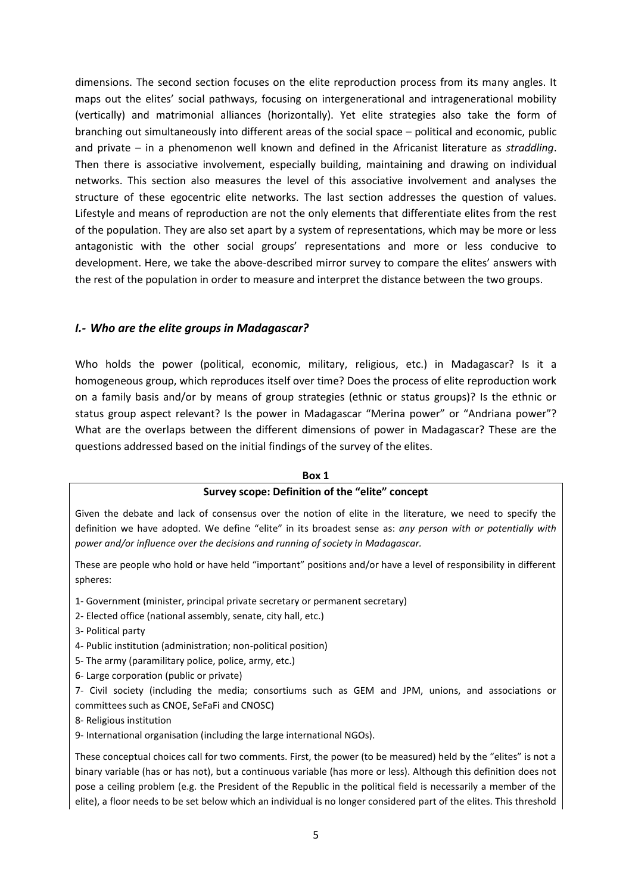dimensions. The second section focuses on the elite reproduction process from its many angles. It maps out the elites' social pathways, focusing on intergenerational and intragenerational mobility (vertically) and matrimonial alliances (horizontally). Yet elite strategies also take the form of branching out simultaneously into different areas of the social space – political and economic, public and private – in a phenomenon well known and defined in the Africanist literature as *straddling*. Then there is associative involvement, especially building, maintaining and drawing on individual networks. This section also measures the level of this associative involvement and analyses the structure of these egocentric elite networks. The last section addresses the question of values. Lifestyle and means of reproduction are not the only elements that differentiate elites from the rest of the population. They are also set apart by a system of representations, which may be more or less antagonistic with the other social groups' representations and more or less conducive to development. Here, we take the above-described mirror survey to compare the elites' answers with the rest of the population in order to measure and interpret the distance between the two groups.

## *I.- Who are the elite groups in Madagascar?*

Who holds the power (political, economic, military, religious, etc.) in Madagascar? Is it a homogeneous group, which reproduces itself over time? Does the process of elite reproduction work on a family basis and/or by means of group strategies (ethnic or status groups)? Is the ethnic or status group aspect relevant? Is the power in Madagascar "Merina power" or "Andriana power"? What are the overlaps between the different dimensions of power in Madagascar? These are the questions addressed based on the initial findings of the survey of the elites.

**Box 1**

**Survey scope: Definition of the "elite" concept**

Given the debate and lack of consensus over the notion of elite in the literature, we need to specify the definition we have adopted. We define "elite" in its broadest sense as: *any person with or potentially with power and/or influence over the decisions and running of society in Madagascar.*

These are people who hold or have held "important" positions and/or have a level of responsibility in different spheres:

1- Government (minister, principal private secretary or permanent secretary)
2- Elected office (national assembly, senate, city hall, etc.)
3- Political party
4- Public institution (administration; non-political position)
5- The army (paramilitary police, police, army, etc.)
6- Large corporation (public or private)
7- Civil society (including the media; consortiums such as GEM and JPM, unions, and associations or committees such as CNOE, SeFaFi and CNOSC)
8- Religious institution
9- International organisation (including the large international NGOs).

These conceptual choices call for two comments. First, the power (to be measured) held by the "elites" is not a binary variable (has or has not), but a continuous variable (has more or less). Although this definition does not pose a ceiling problem (e.g. the President of the Republic in the political field is necessarily a member of the elite), a floor needs to be set below which an individual is no longer considered part of the elites. This threshold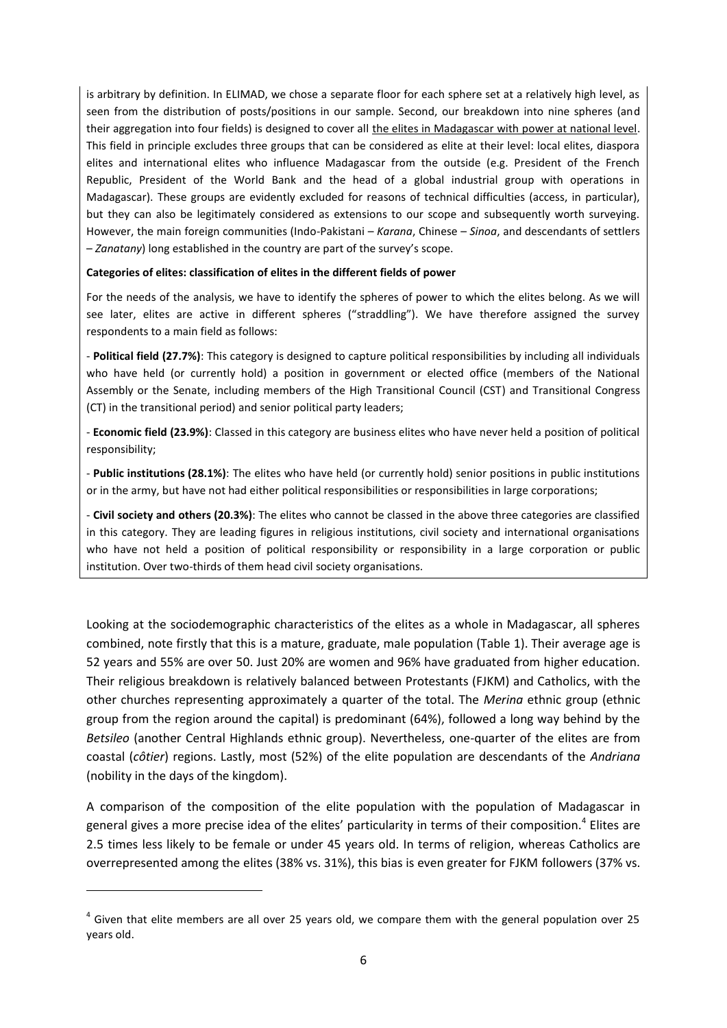is arbitrary by definition. In ELIMAD, we chose a separate floor for each sphere set at a relatively high level, as seen from the distribution of posts/positions in our sample. Second, our breakdown into nine spheres (and their aggregation into four fields) is designed to cover all the elites in Madagascar with power at national level. This field in principle excludes three groups that can be considered as elite at their level: local elites, diaspora elites and international elites who influence Madagascar from the outside (e.g. President of the French Republic, President of the World Bank and the head of a global industrial group with operations in Madagascar). These groups are evidently excluded for reasons of technical difficulties (access, in particular), but they can also be legitimately considered as extensions to our scope and subsequently worth surveying. However, the main foreign communities (Indo-Pakistani – *Karana*, Chinese – *Sinoa*, and descendants of settlers – *Zanatany*) long established in the country are part of the survey's scope.

**Categories of elites: classification of elites in the different fields of power**

For the needs of the analysis, we have to identify the spheres of power to which the elites belong. As we will see later, elites are active in different spheres ("straddling"). We have therefore assigned the survey respondents to a main field as follows:

- **Political field (27.7%)**: This category is designed to capture political responsibilities by including all individuals who have held (or currently hold) a position in government or elected office (members of the National Assembly or the Senate, including members of the High Transitional Council (CST) and Transitional Congress (CT) in the transitional period) and senior political party leaders;

- **Economic field (23.9%)**: Classed in this category are business elites who have never held a position of political responsibility;

- **Public institutions (28.1%)**: The elites who have held (or currently hold) senior positions in public institutions or in the army, but have not had either political responsibilities or responsibilities in large corporations;

- **Civil society and others (20.3%)**: The elites who cannot be classed in the above three categories are classified in this category. They are leading figures in religious institutions, civil society and international organisations who have not held a position of political responsibility or responsibility in a large corporation or public institution. Over two-thirds of them head civil society organisations.

Looking at the sociodemographic characteristics of the elites as a whole in Madagascar, all spheres combined, note firstly that this is a mature, graduate, male population (Table 1). Their average age is 52 years and 55% are over 50. Just 20% are women and 96% have graduated from higher education. Their religious breakdown is relatively balanced between Protestants (FJKM) and Catholics, with the other churches representing approximately a quarter of the total. The *Merina* ethnic group (ethnic group from the region around the capital) is predominant (64%), followed a long way behind by the *Betsileo* (another Central Highlands ethnic group). Nevertheless, one-quarter of the elites are from coastal (*côtier*) regions. Lastly, most (52%) of the elite population are descendants of the *Andriana* (nobility in the days of the kingdom).

A comparison of the composition of the elite population with the population of Madagascar in general gives a more precise idea of the elites' particularity in terms of their composition.[4] Elites are 2.5 times less likely to be female or under 45 years old. In terms of religion, whereas Catholics are overrepresented among the elites (38% vs. 31%), this bias is even greater for FJKM followers (37% vs.

[4] Given that elite members are all over 25 years old, we compare them with the general population over 25 years old.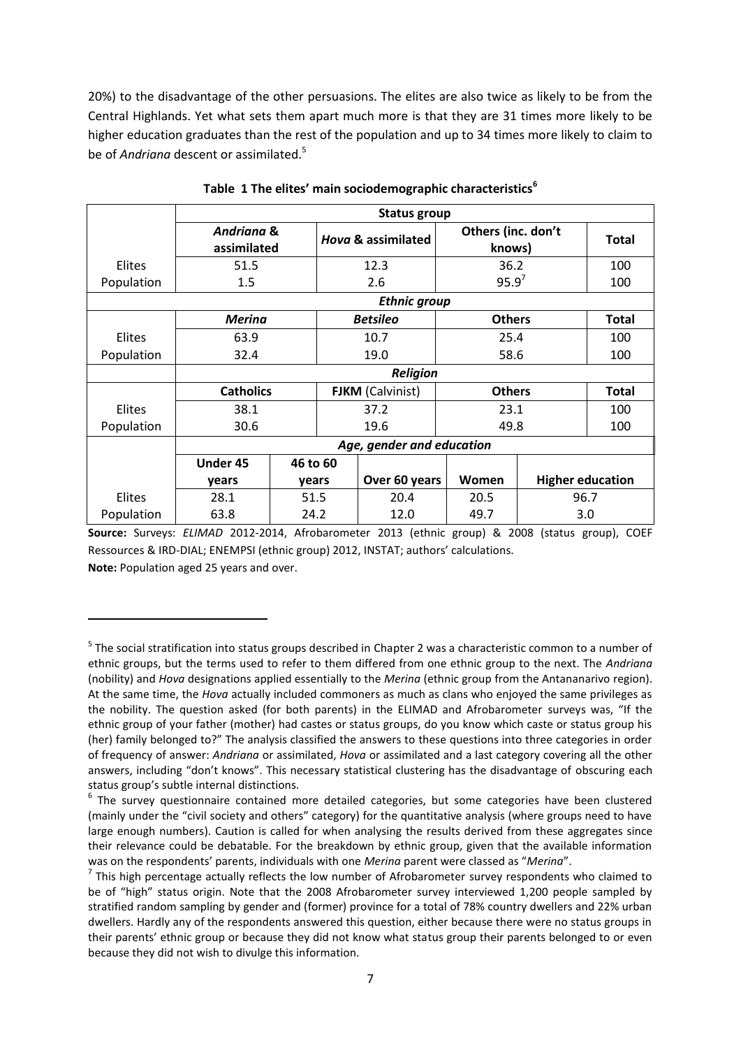20%) to the disadvantage of the other persuasions. The elites are also twice as likely to be from the Central Highlands. Yet what sets them apart much more is that they are 31 times more likely to be higher education graduates than the rest of the population and up to 34 times more likely to claim to be of *Andriana* descent or assimilated.[5]

**Table 1 The elites' main sociodemographic characteristics[6]**

| | **Status group** | | | | | |
|---|---|---|---|---|---|---|
| | ***Andriana* & assimilated** | | ***Hova* & assimilated** | **Others (inc. don't knows)** | | **Total** |
| Elites | 51.5 | | 12.3 | 36.2 | | 100 |
| Population | 1.5 | | 2.6 | 95.9[7] | | 100 |
| | ***Ethnic group*** | | | | | |
| | ***Merina*** | | ***Betsileo*** | **Others** | | **Total** |
| Elites | 63.9 | | 10.7 | 25.4 | | 100 |
| Population | 32.4 | | 19.0 | 58.6 | | 100 |
| | ***Religion*** | | | | | |
| | **Catholics** | | **FJKM** (Calvinist) | **Others** | | **Total** |
| Elites | 38.1 | | 37.2 | 23.1 | | 100 |
| Population | 30.6 | | 19.6 | 49.8 | | 100 |
| | ***Age, gender and education*** | | | | | |
| | **Under 45 years** | **46 to 60 years** | **Over 60 years** | **Women** | **Higher education** | |
| Elites | 28.1 | 51.5 | 20.4 | 20.5 | 96.7 | |
| Population | 63.8 | 24.2 | 12.0 | 49.7 | 3.0 | |

**Source:** Surveys: *ELIMAD* 2012-2014, Afrobarometer 2013 (ethnic group) & 2008 (status group), COEF Ressources & IRD-DIAL; ENEMPSI (ethnic group) 2012, INSTAT; authors' calculations.
**Note:** Population aged 25 years and over.

[5] The social stratification into status groups described in Chapter 2 was a characteristic common to a number of ethnic groups, but the terms used to refer to them differed from one ethnic group to the next. The *Andriana* (nobility) and *Hova* designations applied essentially to the *Merina* (ethnic group from the Antananarivo region). At the same time, the *Hova* actually included commoners as much as clans who enjoyed the same privileges as the nobility. The question asked (for both parents) in the ELIMAD and Afrobarometer surveys was, "If the ethnic group of your father (mother) had castes or status groups, do you know which caste or status group his (her) family belonged to?" The analysis classified the answers to these questions into three categories in order of frequency of answer: *Andriana* or assimilated, *Hova* or assimilated and a last category covering all the other answers, including "don't knows". This necessary statistical clustering has the disadvantage of obscuring each status group's subtle internal distinctions.

[6] The survey questionnaire contained more detailed categories, but some categories have been clustered (mainly under the "civil society and others" category) for the quantitative analysis (where groups need to have large enough numbers). Caution is called for when analysing the results derived from these aggregates since their relevance could be debatable. For the breakdown by ethnic group, given that the available information was on the respondents' parents, individuals with one *Merina* parent were classed as "*Merina*".

[7] This high percentage actually reflects the low number of Afrobarometer survey respondents who claimed to be of "high" status origin. Note that the 2008 Afrobarometer survey interviewed 1,200 people sampled by stratified random sampling by gender and (former) province for a total of 78% country dwellers and 22% urban dwellers. Hardly any of the respondents answered this question, either because there were no status groups in their parents' ethnic group or because they did not know what status group their parents belonged to or even because they did not wish to divulge this information.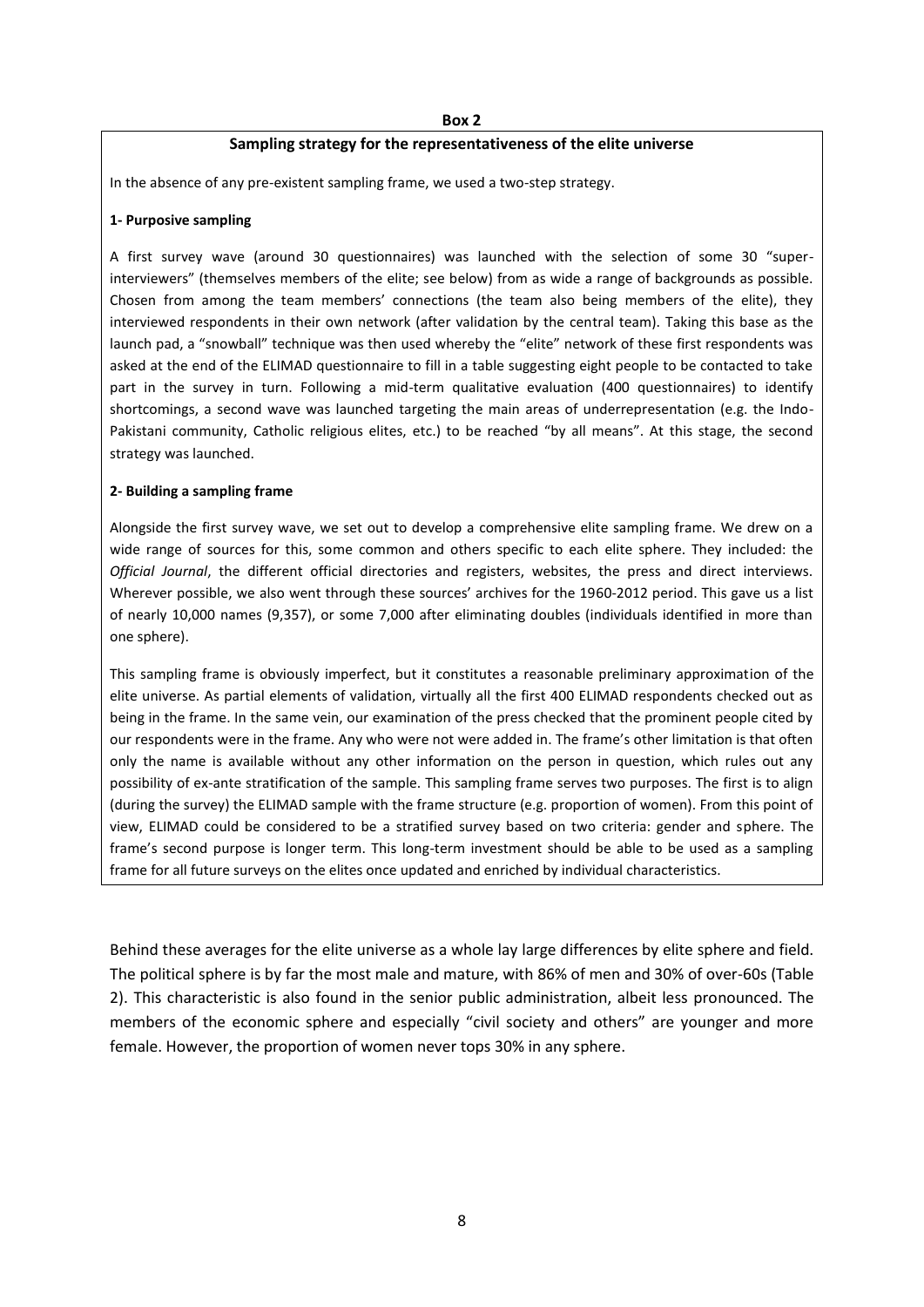**Box 2**

**Sampling strategy for the representativeness of the elite universe**

In the absence of any pre-existent sampling frame, we used a two-step strategy.

**1- Purposive sampling**

A first survey wave (around 30 questionnaires) was launched with the selection of some 30 "super-interviewers" (themselves members of the elite; see below) from as wide a range of backgrounds as possible. Chosen from among the team members' connections (the team also being members of the elite), they interviewed respondents in their own network (after validation by the central team). Taking this base as the launch pad, a "snowball" technique was then used whereby the "elite" network of these first respondents was asked at the end of the ELIMAD questionnaire to fill in a table suggesting eight people to be contacted to take part in the survey in turn. Following a mid-term qualitative evaluation (400 questionnaires) to identify shortcomings, a second wave was launched targeting the main areas of underrepresentation (e.g. the Indo-Pakistani community, Catholic religious elites, etc.) to be reached "by all means". At this stage, the second strategy was launched.

**2- Building a sampling frame**

Alongside the first survey wave, we set out to develop a comprehensive elite sampling frame. We drew on a wide range of sources for this, some common and others specific to each elite sphere. They included: the *Official Journal*, the different official directories and registers, websites, the press and direct interviews. Wherever possible, we also went through these sources' archives for the 1960-2012 period. This gave us a list of nearly 10,000 names (9,357), or some 7,000 after eliminating doubles (individuals identified in more than one sphere).

This sampling frame is obviously imperfect, but it constitutes a reasonable preliminary approximation of the elite universe. As partial elements of validation, virtually all the first 400 ELIMAD respondents checked out as being in the frame. In the same vein, our examination of the press checked that the prominent people cited by our respondents were in the frame. Any who were not were added in. The frame's other limitation is that often only the name is available without any other information on the person in question, which rules out any possibility of ex-ante stratification of the sample. This sampling frame serves two purposes. The first is to align (during the survey) the ELIMAD sample with the frame structure (e.g. proportion of women). From this point of view, ELIMAD could be considered to be a stratified survey based on two criteria: gender and sphere. The frame's second purpose is longer term. This long-term investment should be able to be used as a sampling frame for all future surveys on the elites once updated and enriched by individual characteristics.

Behind these averages for the elite universe as a whole lay large differences by elite sphere and field. The political sphere is by far the most male and mature, with 86% of men and 30% of over-60s (Table 2). This characteristic is also found in the senior public administration, albeit less pronounced. The members of the economic sphere and especially "civil society and others" are younger and more female. However, the proportion of women never tops 30% in any sphere.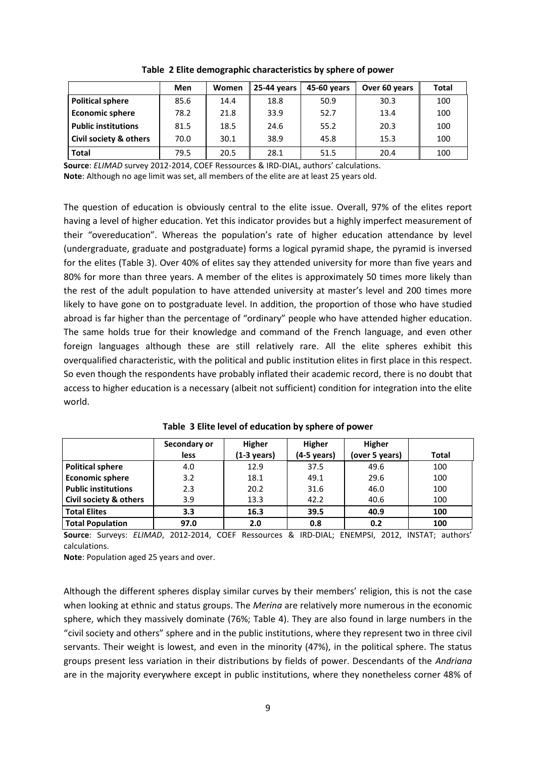**Table 2 Elite demographic characteristics by sphere of power**

| | Men | Women | 25-44 years | 45-60 years | Over 60 years | Total |
|---|---|---|---|---|---|---|
| **Political sphere** | 85.6 | 14.4 | 18.8 | 50.9 | 30.3 | 100 |
| **Economic sphere** | 78.2 | 21.8 | 33.9 | 52.7 | 13.4 | 100 |
| **Public institutions** | 81.5 | 18.5 | 24.6 | 55.2 | 20.3 | 100 |
| **Civil society & others** | 70.0 | 30.1 | 38.9 | 45.8 | 15.3 | 100 |
| **Total** | 79.5 | 20.5 | 28.1 | 51.5 | 20.4 | 100 |

**Source**: *ELIMAD* survey 2012-2014, COEF Ressources & IRD-DIAL, authors' calculations.
**Note**: Although no age limit was set, all members of the elite are at least 25 years old.

The question of education is obviously central to the elite issue. Overall, 97% of the elites report having a level of higher education. Yet this indicator provides but a highly imperfect measurement of their "overeducation". Whereas the population's rate of higher education attendance by level (undergraduate, graduate and postgraduate) forms a logical pyramid shape, the pyramid is inversed for the elites (Table 3). Over 40% of elites say they attended university for more than five years and 80% for more than three years. A member of the elites is approximately 50 times more likely than the rest of the adult population to have attended university at master's level and 200 times more likely to have gone on to postgraduate level. In addition, the proportion of those who have studied abroad is far higher than the percentage of "ordinary" people who have attended higher education. The same holds true for their knowledge and command of the French language, and even other foreign languages although these are still relatively rare. All the elite spheres exhibit this overqualified characteristic, with the political and public institution elites in first place in this respect. So even though the respondents have probably inflated their academic record, there is no doubt that access to higher education is a necessary (albeit not sufficient) condition for integration into the elite world.

**Table 3 Elite level of education by sphere of power**

| | Secondary or less | Higher (1-3 years) | Higher (4-5 years) | Higher (over 5 years) | Total |
|---|---|---|---|---|---|
| **Political sphere** | 4.0 | 12.9 | 37.5 | 49.6 | 100 |
| **Economic sphere** | 3.2 | 18.1 | 49.1 | 29.6 | 100 |
| **Public institutions** | 2.3 | 20.2 | 31.6 | 46.0 | 100 |
| **Civil society & others** | 3.9 | 13.3 | 42.2 | 40.6 | 100 |
| **Total Elites** | **3.3** | **16.3** | **39.5** | **40.9** | **100** |
| **Total Population** | **97.0** | **2.0** | **0.8** | **0.2** | **100** |

**Source**: Surveys: *ELIMAD*, 2012-2014, COEF Ressources & IRD-DIAL; ENEMPSI, 2012, INSTAT; authors' calculations.
**Note**: Population aged 25 years and over.

Although the different spheres display similar curves by their members' religion, this is not the case when looking at ethnic and status groups. The *Merina* are relatively more numerous in the economic sphere, which they massively dominate (76%; Table 4). They are also found in large numbers in the "civil society and others" sphere and in the public institutions, where they represent two in three civil servants. Their weight is lowest, and even in the minority (47%), in the political sphere. The status groups present less variation in their distributions by fields of power. Descendants of the *Andriana* are in the majority everywhere except in public institutions, where they nonetheless corner 48% of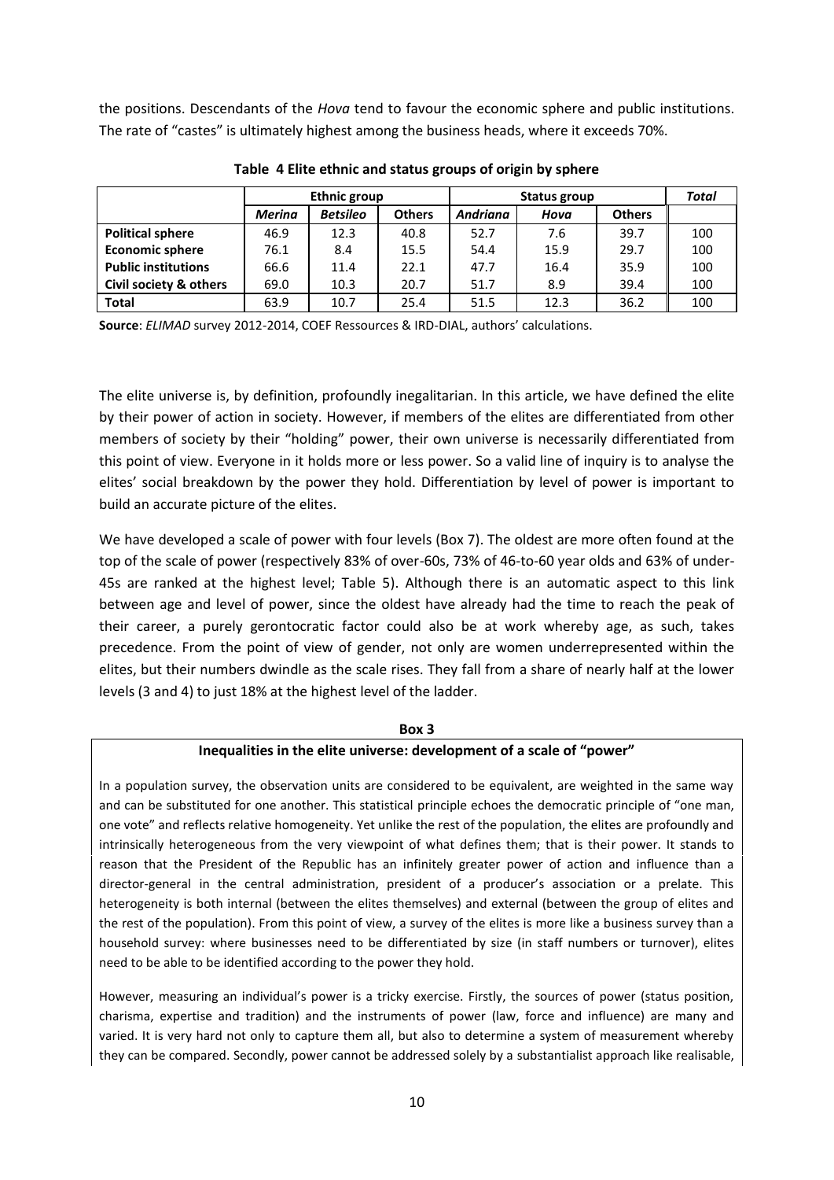the positions. Descendants of the *Hova* tend to favour the economic sphere and public institutions. The rate of "castes" is ultimately highest among the business heads, where it exceeds 70%.

**Table 4 Elite ethnic and status groups of origin by sphere**

| | Ethnic group | | | Status group | | | *Total* |
|---|---|---|---|---|---|---|---|
| | *Merina* | *Betsileo* | **Others** | *Andriana* | *Hova* | **Others** | |
| **Political sphere** | 46.9 | 12.3 | 40.8 | 52.7 | 7.6 | 39.7 | 100 |
| **Economic sphere** | 76.1 | 8.4 | 15.5 | 54.4 | 15.9 | 29.7 | 100 |
| **Public institutions** | 66.6 | 11.4 | 22.1 | 47.7 | 16.4 | 35.9 | 100 |
| **Civil society & others** | 69.0 | 10.3 | 20.7 | 51.7 | 8.9 | 39.4 | 100 |
| **Total** | 63.9 | 10.7 | 25.4 | 51.5 | 12.3 | 36.2 | 100 |

**Source**: *ELIMAD* survey 2012-2014, COEF Ressources & IRD-DIAL, authors' calculations.

The elite universe is, by definition, profoundly inegalitarian. In this article, we have defined the elite by their power of action in society. However, if members of the elites are differentiated from other members of society by their "holding" power, their own universe is necessarily differentiated from this point of view. Everyone in it holds more or less power. So a valid line of inquiry is to analyse the elites' social breakdown by the power they hold. Differentiation by level of power is important to build an accurate picture of the elites.

We have developed a scale of power with four levels (Box 7). The oldest are more often found at the top of the scale of power (respectively 83% of over-60s, 73% of 46-to-60 year olds and 63% of under-45s are ranked at the highest level; Table 5). Although there is an automatic aspect to this link between age and level of power, since the oldest have already had the time to reach the peak of their career, a purely gerontocratic factor could also be at work whereby age, as such, takes precedence. From the point of view of gender, not only are women underrepresented within the elites, but their numbers dwindle as the scale rises. They fall from a share of nearly half at the lower levels (3 and 4) to just 18% at the highest level of the ladder.

**Box 3**

**Inequalities in the elite universe: development of a scale of "power"**

In a population survey, the observation units are considered to be equivalent, are weighted in the same way and can be substituted for one another. This statistical principle echoes the democratic principle of "one man, one vote" and reflects relative homogeneity. Yet unlike the rest of the population, the elites are profoundly and intrinsically heterogeneous from the very viewpoint of what defines them; that is their power. It stands to reason that the President of the Republic has an infinitely greater power of action and influence than a director-general in the central administration, president of a producer's association or a prelate. This heterogeneity is both internal (between the elites themselves) and external (between the group of elites and the rest of the population). From this point of view, a survey of the elites is more like a business survey than a household survey: where businesses need to be differentiated by size (in staff numbers or turnover), elites need to be able to be identified according to the power they hold.

However, measuring an individual's power is a tricky exercise. Firstly, the sources of power (status position, charisma, expertise and tradition) and the instruments of power (law, force and influence) are many and varied. It is very hard not only to capture them all, but also to determine a system of measurement whereby they can be compared. Secondly, power cannot be addressed solely by a substantialist approach like realisable,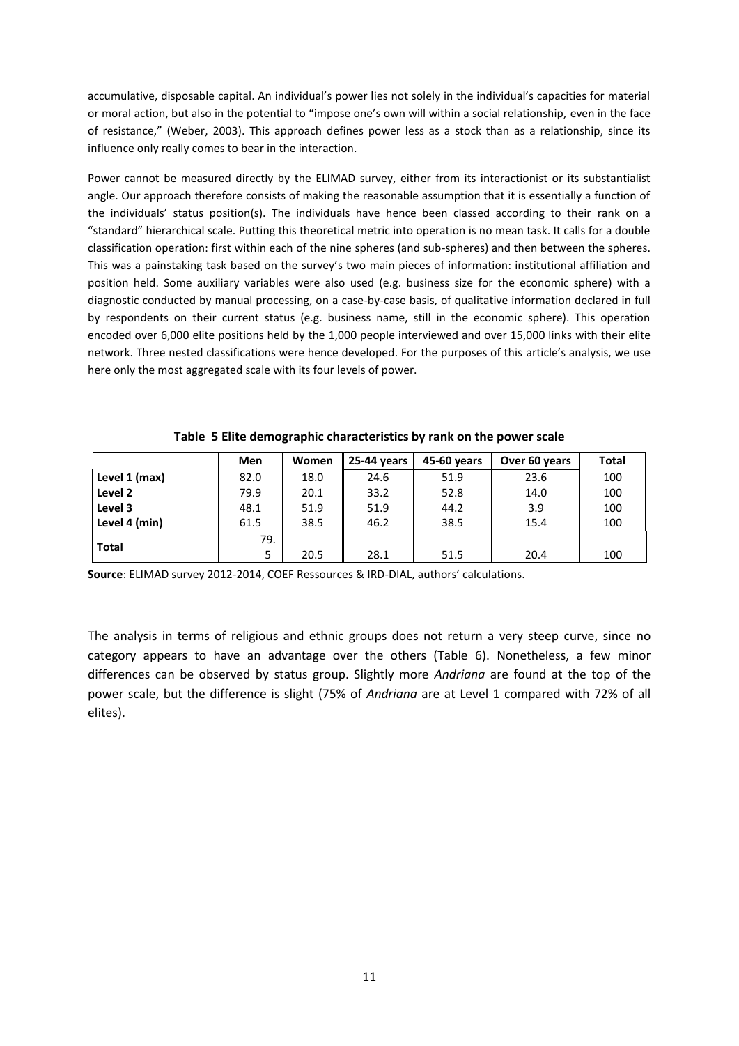accumulative, disposable capital. An individual's power lies not solely in the individual's capacities for material or moral action, but also in the potential to "impose one's own will within a social relationship, even in the face of resistance," (Weber, 2003). This approach defines power less as a stock than as a relationship, since its influence only really comes to bear in the interaction.

Power cannot be measured directly by the ELIMAD survey, either from its interactionist or its substantialist angle. Our approach therefore consists of making the reasonable assumption that it is essentially a function of the individuals' status position(s). The individuals have hence been classed according to their rank on a "standard" hierarchical scale. Putting this theoretical metric into operation is no mean task. It calls for a double classification operation: first within each of the nine spheres (and sub-spheres) and then between the spheres. This was a painstaking task based on the survey's two main pieces of information: institutional affiliation and position held. Some auxiliary variables were also used (e.g. business size for the economic sphere) with a diagnostic conducted by manual processing, on a case-by-case basis, of qualitative information declared in full by respondents on their current status (e.g. business name, still in the economic sphere). This operation encoded over 6,000 elite positions held by the 1,000 people interviewed and over 15,000 links with their elite network. Three nested classifications were hence developed. For the purposes of this article's analysis, we use here only the most aggregated scale with its four levels of power.

**Table 5 Elite demographic characteristics by rank on the power scale**

| | Men | Women | 25-44 years | 45-60 years | Over 60 years | Total |
|---|---|---|---|---|---|---|
| **Level 1 (max)** | 82.0 | 18.0 | 24.6 | 51.9 | 23.6 | 100 |
| **Level 2** | 79.9 | 20.1 | 33.2 | 52.8 | 14.0 | 100 |
| **Level 3** | 48.1 | 51.9 | 51.9 | 44.2 | 3.9 | 100 |
| **Level 4 (min)** | 61.5 | 38.5 | 46.2 | 38.5 | 15.4 | 100 |
| **Total** | 79.5 | 20.5 | 28.1 | 51.5 | 20.4 | 100 |

**Source**: ELIMAD survey 2012-2014, COEF Ressources & IRD-DIAL, authors' calculations.

The analysis in terms of religious and ethnic groups does not return a very steep curve, since no category appears to have an advantage over the others (Table 6). Nonetheless, a few minor differences can be observed by status group. Slightly more *Andriana* are found at the top of the power scale, but the difference is slight (75% of *Andriana* are at Level 1 compared with 72% of all elites).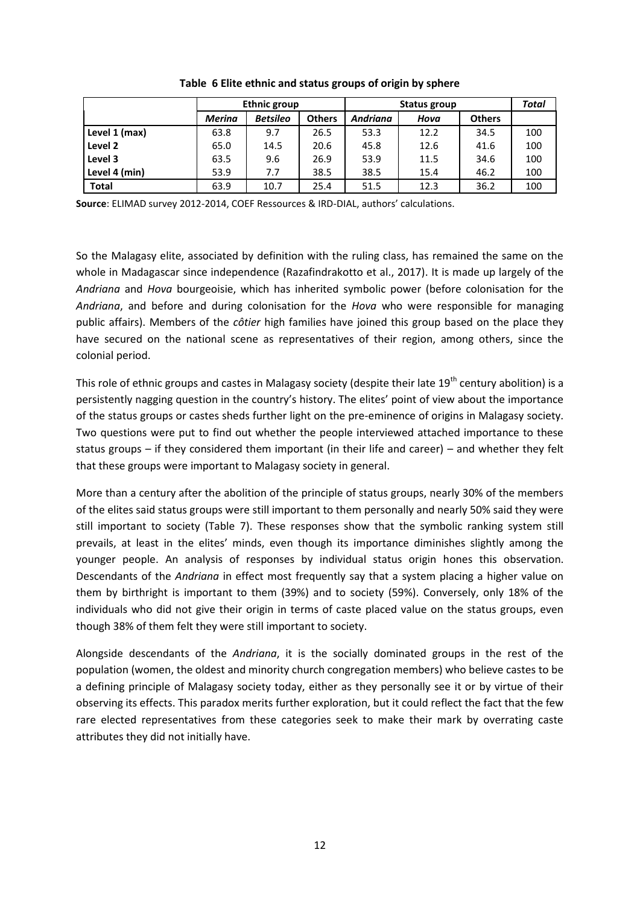**Table 6 Elite ethnic and status groups of origin by sphere**

| | Ethnic group | | | Status group | | | *Total* |
|---|---|---|---|---|---|---|---|
| | *Merina* | *Betsileo* | Others | *Andriana* | *Hova* | Others | |
| **Level 1 (max)** | 63.8 | 9.7 | 26.5 | 53.3 | 12.2 | 34.5 | 100 |
| **Level 2** | 65.0 | 14.5 | 20.6 | 45.8 | 12.6 | 41.6 | 100 |
| **Level 3** | 63.5 | 9.6 | 26.9 | 53.9 | 11.5 | 34.6 | 100 |
| **Level 4 (min)** | 53.9 | 7.7 | 38.5 | 38.5 | 15.4 | 46.2 | 100 |
| **Total** | 63.9 | 10.7 | 25.4 | 51.5 | 12.3 | 36.2 | 100 |

**Source**: ELIMAD survey 2012-2014, COEF Ressources & IRD-DIAL, authors' calculations.

So the Malagasy elite, associated by definition with the ruling class, has remained the same on the whole in Madagascar since independence (Razafindrakotto et al., 2017). It is made up largely of the *Andriana* and *Hova* bourgeoisie, which has inherited symbolic power (before colonisation for the *Andriana*, and before and during colonisation for the *Hova* who were responsible for managing public affairs). Members of the *côtier* high families have joined this group based on the place they have secured on the national scene as representatives of their region, among others, since the colonial period.

This role of ethnic groups and castes in Malagasy society (despite their late 19th century abolition) is a persistently nagging question in the country's history. The elites' point of view about the importance of the status groups or castes sheds further light on the pre-eminence of origins in Malagasy society. Two questions were put to find out whether the people interviewed attached importance to these status groups – if they considered them important (in their life and career) – and whether they felt that these groups were important to Malagasy society in general.

More than a century after the abolition of the principle of status groups, nearly 30% of the members of the elites said status groups were still important to them personally and nearly 50% said they were still important to society (Table 7). These responses show that the symbolic ranking system still prevails, at least in the elites' minds, even though its importance diminishes slightly among the younger people. An analysis of responses by individual status origin hones this observation. Descendants of the *Andriana* in effect most frequently say that a system placing a higher value on them by birthright is important to them (39%) and to society (59%). Conversely, only 18% of the individuals who did not give their origin in terms of caste placed value on the status groups, even though 38% of them felt they were still important to society.

Alongside descendants of the *Andriana*, it is the socially dominated groups in the rest of the population (women, the oldest and minority church congregation members) who believe castes to be a defining principle of Malagasy society today, either as they personally see it or by virtue of their observing its effects. This paradox merits further exploration, but it could reflect the fact that the few rare elected representatives from these categories seek to make their mark by overrating caste attributes they did not initially have.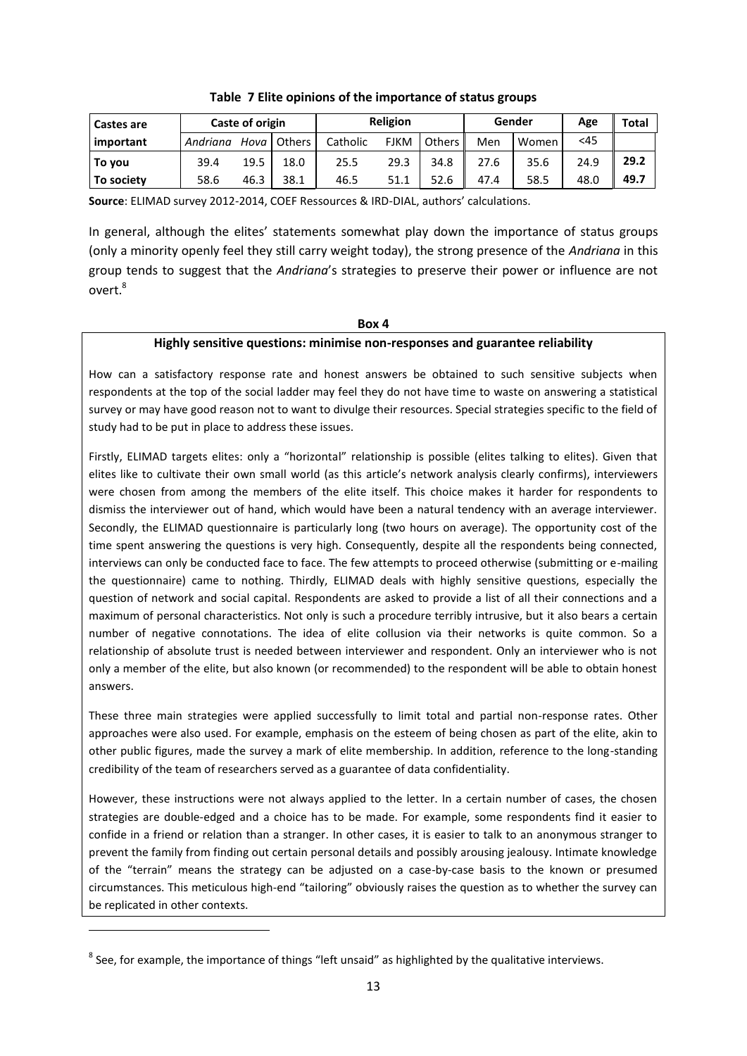**Table 7 Elite opinions of the importance of status groups**

| Castes are important | Caste of origin | | | Religion | | | Gender | | Age | Total |
|---|---|---|---|---|---|---|---|---|---|---|
| | *Andriana* | *Hova* | Others | Catholic | FJKM | Others | Men | Women | <45 | |
| **To you** | 39.4 | 19.5 | 18.0 | 25.5 | 29.3 | 34.8 | 27.6 | 35.6 | 24.9 | **29.2** |
| **To society** | 58.6 | 46.3 | 38.1 | 46.5 | 51.1 | 52.6 | 47.4 | 58.5 | 48.0 | **49.7** |

**Source**: ELIMAD survey 2012-2014, COEF Ressources & IRD-DIAL, authors' calculations.

In general, although the elites' statements somewhat play down the importance of status groups (only a minority openly feel they still carry weight today), the strong presence of the *Andriana* in this group tends to suggest that the *Andriana*'s strategies to preserve their power or influence are not overt.[8]

**Box 4**

**Highly sensitive questions: minimise non-responses and guarantee reliability**

How can a satisfactory response rate and honest answers be obtained to such sensitive subjects when respondents at the top of the social ladder may feel they do not have time to waste on answering a statistical survey or may have good reason not to want to divulge their resources. Special strategies specific to the field of study had to be put in place to address these issues.

Firstly, ELIMAD targets elites: only a "horizontal" relationship is possible (elites talking to elites). Given that elites like to cultivate their own small world (as this article's network analysis clearly confirms), interviewers were chosen from among the members of the elite itself. This choice makes it harder for respondents to dismiss the interviewer out of hand, which would have been a natural tendency with an average interviewer. Secondly, the ELIMAD questionnaire is particularly long (two hours on average). The opportunity cost of the time spent answering the questions is very high. Consequently, despite all the respondents being connected, interviews can only be conducted face to face. The few attempts to proceed otherwise (submitting or e-mailing the questionnaire) came to nothing. Thirdly, ELIMAD deals with highly sensitive questions, especially the question of network and social capital. Respondents are asked to provide a list of all their connections and a maximum of personal characteristics. Not only is such a procedure terribly intrusive, but it also bears a certain number of negative connotations. The idea of elite collusion via their networks is quite common. So a relationship of absolute trust is needed between interviewer and respondent. Only an interviewer who is not only a member of the elite, but also known (or recommended) to the respondent will be able to obtain honest answers.

These three main strategies were applied successfully to limit total and partial non-response rates. Other approaches were also used. For example, emphasis on the esteem of being chosen as part of the elite, akin to other public figures, made the survey a mark of elite membership. In addition, reference to the long-standing credibility of the team of researchers served as a guarantee of data confidentiality.

However, these instructions were not always applied to the letter. In a certain number of cases, the chosen strategies are double-edged and a choice has to be made. For example, some respondents find it easier to confide in a friend or relation than a stranger. In other cases, it is easier to talk to an anonymous stranger to prevent the family from finding out certain personal details and possibly arousing jealousy. Intimate knowledge of the "terrain" means the strategy can be adjusted on a case-by-case basis to the known or presumed circumstances. This meticulous high-end "tailoring" obviously raises the question as to whether the survey can be replicated in other contexts.

---

[8] See, for example, the importance of things "left unsaid" as highlighted by the qualitative interviews.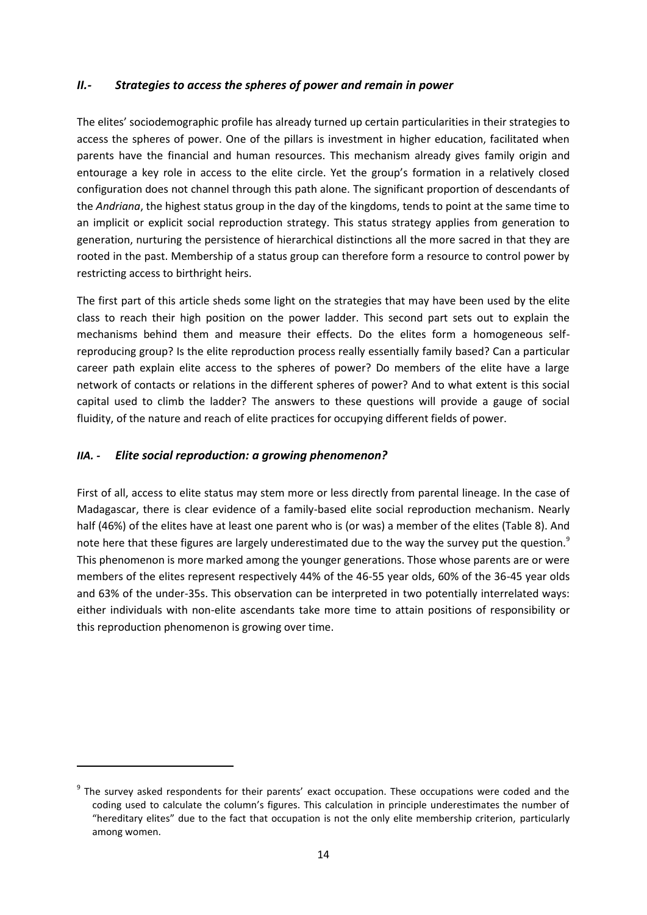## *II.- Strategies to access the spheres of power and remain in power*

The elites' sociodemographic profile has already turned up certain particularities in their strategies to access the spheres of power. One of the pillars is investment in higher education, facilitated when parents have the financial and human resources. This mechanism already gives family origin and entourage a key role in access to the elite circle. Yet the group's formation in a relatively closed configuration does not channel through this path alone. The significant proportion of descendants of the *Andriana*, the highest status group in the day of the kingdoms, tends to point at the same time to an implicit or explicit social reproduction strategy. This status strategy applies from generation to generation, nurturing the persistence of hierarchical distinctions all the more sacred in that they are rooted in the past. Membership of a status group can therefore form a resource to control power by restricting access to birthright heirs.

The first part of this article sheds some light on the strategies that may have been used by the elite class to reach their high position on the power ladder. This second part sets out to explain the mechanisms behind them and measure their effects. Do the elites form a homogeneous self-reproducing group? Is the elite reproduction process really essentially family based? Can a particular career path explain elite access to the spheres of power? Do members of the elite have a large network of contacts or relations in the different spheres of power? And to what extent is this social capital used to climb the ladder? The answers to these questions will provide a gauge of social fluidity, of the nature and reach of elite practices for occupying different fields of power.

### *IIA. - Elite social reproduction: a growing phenomenon?*

First of all, access to elite status may stem more or less directly from parental lineage. In the case of Madagascar, there is clear evidence of a family-based elite social reproduction mechanism. Nearly half (46%) of the elites have at least one parent who is (or was) a member of the elites (Table 8). And note here that these figures are largely underestimated due to the way the survey put the question.[9] This phenomenon is more marked among the younger generations. Those whose parents are or were members of the elites represent respectively 44% of the 46-55 year olds, 60% of the 36-45 year olds and 63% of the under-35s. This observation can be interpreted in two potentially interrelated ways: either individuals with non-elite ascendants take more time to attain positions of responsibility or this reproduction phenomenon is growing over time.

---

[9] The survey asked respondents for their parents' exact occupation. These occupations were coded and the coding used to calculate the column's figures. This calculation in principle underestimates the number of "hereditary elites" due to the fact that occupation is not the only elite membership criterion, particularly among women.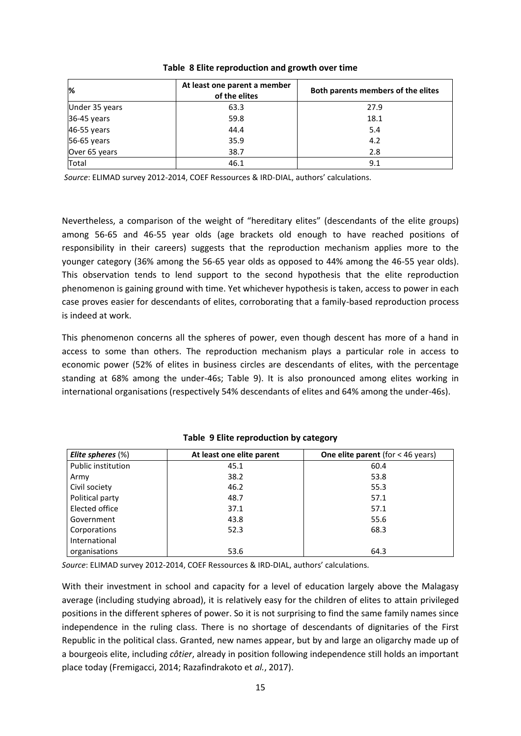**Table 8 Elite reproduction and growth over time**

| % | At least one parent a member of the elites | Both parents members of the elites |
|---|---|---|
| Under 35 years | 63.3 | 27.9 |
| 36-45 years | 59.8 | 18.1 |
| 46-55 years | 44.4 | 5.4 |
| 56-65 years | 35.9 | 4.2 |
| Over 65 years | 38.7 | 2.8 |
| Total | 46.1 | 9.1 |

*Source*: ELIMAD survey 2012-2014, COEF Ressources & IRD-DIAL, authors' calculations.

Nevertheless, a comparison of the weight of "hereditary elites" (descendants of the elite groups) among 56-65 and 46-55 year olds (age brackets old enough to have reached positions of responsibility in their careers) suggests that the reproduction mechanism applies more to the younger category (36% among the 56-65 year olds as opposed to 44% among the 46-55 year olds). This observation tends to lend support to the second hypothesis that the elite reproduction phenomenon is gaining ground with time. Yet whichever hypothesis is taken, access to power in each case proves easier for descendants of elites, corroborating that a family-based reproduction process is indeed at work.

This phenomenon concerns all the spheres of power, even though descent has more of a hand in access to some than others. The reproduction mechanism plays a particular role in access to economic power (52% of elites in business circles are descendants of elites, with the percentage standing at 68% among the under-46s; Table 9). It is also pronounced among elites working in international organisations (respectively 54% descendants of elites and 64% among the under-46s).

**Table 9 Elite reproduction by category**

| ***Elite spheres*** (%) | **At least one elite parent** | **One elite parent** (for < 46 years) |
|---|---|---|
| Public institution | 45.1 | 60.4 |
| Army | 38.2 | 53.8 |
| Civil society | 46.2 | 55.3 |
| Political party | 48.7 | 57.1 |
| Elected office | 37.1 | 57.1 |
| Government | 43.8 | 55.6 |
| Corporations | 52.3 | 68.3 |
| International organisations | 53.6 | 64.3 |

*Source*: ELIMAD survey 2012-2014, COEF Ressources & IRD-DIAL, authors' calculations.

With their investment in school and capacity for a level of education largely above the Malagasy average (including studying abroad), it is relatively easy for the children of elites to attain privileged positions in the different spheres of power. So it is not surprising to find the same family names since independence in the ruling class. There is no shortage of descendants of dignitaries of the First Republic in the political class. Granted, new names appear, but by and large an oligarchy made up of a bourgeois elite, including *côtier*, already in position following independence still holds an important place today (Fremigacci, 2014; Razafindrakoto et *al.*, 2017).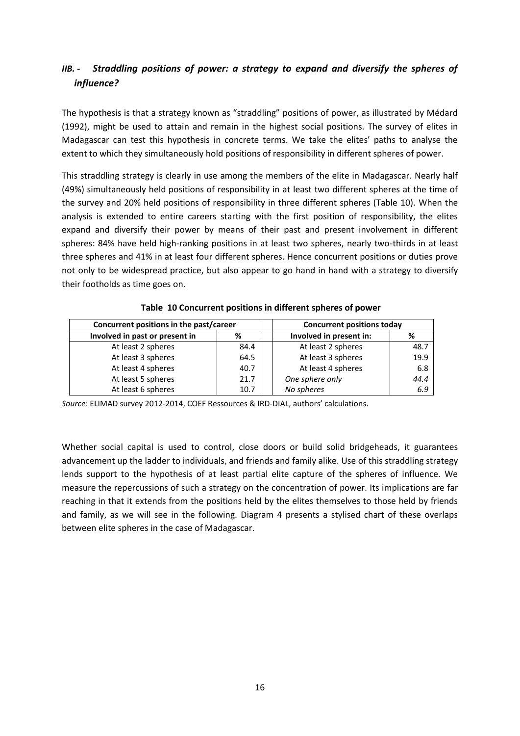## *IIB. - Straddling positions of power: a strategy to expand and diversify the spheres of influence?*

The hypothesis is that a strategy known as "straddling" positions of power, as illustrated by Médard (1992), might be used to attain and remain in the highest social positions. The survey of elites in Madagascar can test this hypothesis in concrete terms. We take the elites' paths to analyse the extent to which they simultaneously hold positions of responsibility in different spheres of power.

This straddling strategy is clearly in use among the members of the elite in Madagascar. Nearly half (49%) simultaneously held positions of responsibility in at least two different spheres at the time of the survey and 20% held positions of responsibility in three different spheres (Table 10). When the analysis is extended to entire careers starting with the first position of responsibility, the elites expand and diversify their power by means of their past and present involvement in different spheres: 84% have held high-ranking positions in at least two spheres, nearly two-thirds in at least three spheres and 41% in at least four different spheres. Hence concurrent positions or duties prove not only to be widespread practice, but also appear to go hand in hand with a strategy to diversify their footholds as time goes on.

**Table 10 Concurrent positions in different spheres of power**

| Concurrent positions in the past/career | | | Concurrent positions today | |
|---|---|---|---|---|
| **Involved in past or present in** | **%** | | **Involved in present in:** | **%** |
| At least 2 spheres | 84.4 | | At least 2 spheres | 48.7 |
| At least 3 spheres | 64.5 | | At least 3 spheres | 19.9 |
| At least 4 spheres | 40.7 | | At least 4 spheres | 6.8 |
| At least 5 spheres | 21.7 | | *One sphere only* | *44.4* |
| At least 6 spheres | 10.7 | | *No spheres* | *6.9* |

*Source*: ELIMAD survey 2012-2014, COEF Ressources & IRD-DIAL, authors' calculations.

Whether social capital is used to control, close doors or build solid bridgeheads, it guarantees advancement up the ladder to individuals, and friends and family alike. Use of this straddling strategy lends support to the hypothesis of at least partial elite capture of the spheres of influence. We measure the repercussions of such a strategy on the concentration of power. Its implications are far reaching in that it extends from the positions held by the elites themselves to those held by friends and family, as we will see in the following. Diagram 4 presents a stylised chart of these overlaps between elite spheres in the case of Madagascar.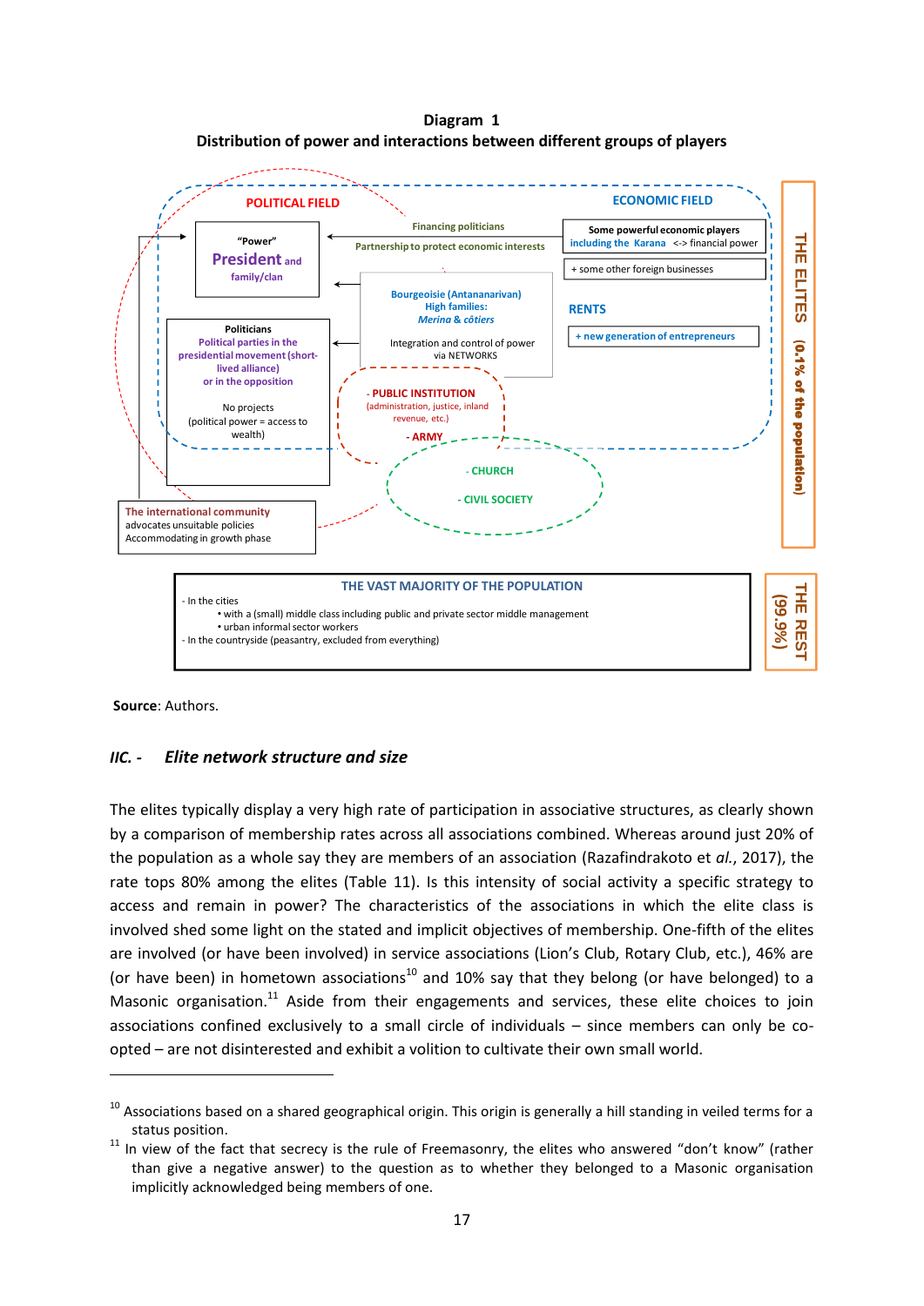**Diagram 1**
**Distribution of power and interactions between different groups of players**

POLITICAL FIELD

"Power"
President and family/clan

Politicians
Political parties in the presidential movement (short-lived alliance) or in the opposition

No projects
(political power = access to wealth)

Financing politicians
Partnership to protect economic interests

ECONOMIC FIELD

Some powerful economic players including the Karana <-> financial power

+ some other foreign businesses

RENTS

+ new generation of entrepreneurs

Bourgeoisie (Antananarivan)
High families:
*Merina* & *côtiers*

Integration and control of power via NETWORKS

- PUBLIC INSTITUTION (administration, justice, inland revenue, etc.)
- ARMY

- CHURCH
- CIVIL SOCIETY

The international community
advocates unsuitable policies
Accommodating in growth phase

THE ELITES (0.1% of the population)

THE VAST MAJORITY OF THE POPULATION
- In the cities
  - with a (small) middle class including public and private sector middle management
  - urban informal sector workers
- In the countryside (peasantry, excluded from everything)

THE REST (99.9%)

**Source**: Authors.

### IIC. - *Elite network structure and size*

The elites typically display a very high rate of participation in associative structures, as clearly shown by a comparison of membership rates across all associations combined. Whereas around just 20% of the population as a whole say they are members of an association (Razafindrakoto et *al.*, 2017), the rate tops 80% among the elites (Table 11). Is this intensity of social activity a specific strategy to access and remain in power? The characteristics of the associations in which the elite class is involved shed some light on the stated and implicit objectives of membership. One-fifth of the elites are involved (or have been involved) in service associations (Lion's Club, Rotary Club, etc.), 46% are (or have been) in hometown associations[10] and 10% say that they belong (or have belonged) to a Masonic organisation.[11] Aside from their engagements and services, these elite choices to join associations confined exclusively to a small circle of individuals – since members can only be co-opted – are not disinterested and exhibit a volition to cultivate their own small world.

---

[10] Associations based on a shared geographical origin. This origin is generally a hill standing in veiled terms for a status position.

[11] In view of the fact that secrecy is the rule of Freemasonry, the elites who answered "don't know" (rather than give a negative answer) to the question as to whether they belonged to a Masonic organisation implicitly acknowledged being members of one.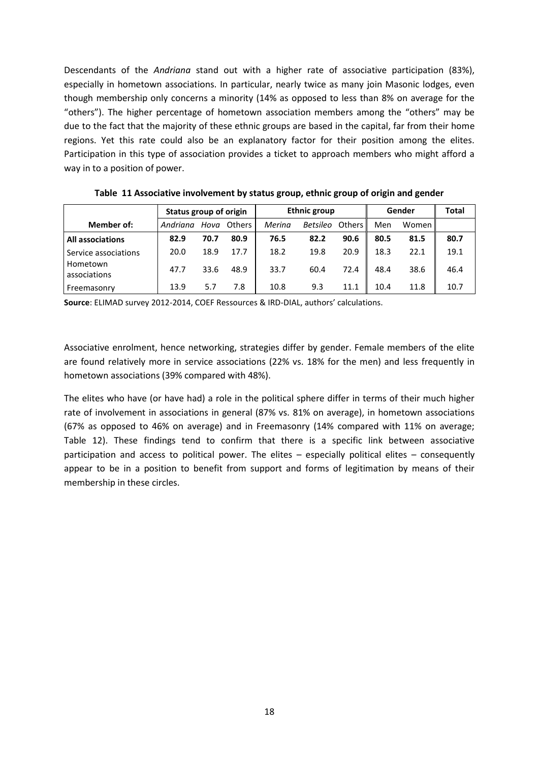Descendants of the *Andriana* stand out with a higher rate of associative participation (83%), especially in hometown associations. In particular, nearly twice as many join Masonic lodges, even though membership only concerns a minority (14% as opposed to less than 8% on average for the "others"). The higher percentage of hometown association members among the "others" may be due to the fact that the majority of these ethnic groups are based in the capital, far from their home regions. Yet this rate could also be an explanatory factor for their position among the elites. Participation in this type of association provides a ticket to approach members who might afford a way in to a position of power.

**Table 11 Associative involvement by status group, ethnic group of origin and gender**

| | Status group of origin | | | Ethnic group | | | Gender | | Total |
|---|---|---|---|---|---|---|---|---|---|
| **Member of:** | *Andriana* | *Hova* | Others | *Merina* | *Betsileo* | Others | Men | Women | |
| **All associations** | **82.9** | **70.7** | **80.9** | **76.5** | **82.2** | **90.6** | **80.5** | **81.5** | **80.7** |
| Service associations | 20.0 | 18.9 | 17.7 | 18.2 | 19.8 | 20.9 | 18.3 | 22.1 | 19.1 |
| Hometown associations | 47.7 | 33.6 | 48.9 | 33.7 | 60.4 | 72.4 | 48.4 | 38.6 | 46.4 |
| Freemasonry | 13.9 | 5.7 | 7.8 | 10.8 | 9.3 | 11.1 | 10.4 | 11.8 | 10.7 |

**Source**: ELIMAD survey 2012-2014, COEF Ressources & IRD-DIAL, authors' calculations.

Associative enrolment, hence networking, strategies differ by gender. Female members of the elite are found relatively more in service associations (22% vs. 18% for the men) and less frequently in hometown associations (39% compared with 48%).

The elites who have (or have had) a role in the political sphere differ in terms of their much higher rate of involvement in associations in general (87% vs. 81% on average), in hometown associations (67% as opposed to 46% on average) and in Freemasonry (14% compared with 11% on average; Table 12). These findings tend to confirm that there is a specific link between associative participation and access to political power. The elites – especially political elites – consequently appear to be in a position to benefit from support and forms of legitimation by means of their membership in these circles.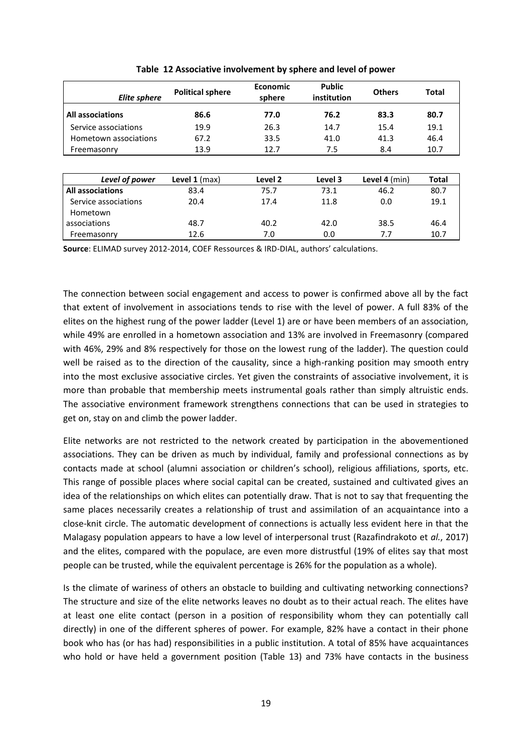**Table 12 Associative involvement by sphere and level of power**

| *Elite sphere* | Political sphere | Economic sphere | Public institution | Others | Total |
|---|---|---|---|---|---|
| **All associations** | **86.6** | **77.0** | **76.2** | **83.3** | **80.7** |
| Service associations | 19.9 | 26.3 | 14.7 | 15.4 | 19.1 |
| Hometown associations | 67.2 | 33.5 | 41.0 | 41.3 | 46.4 |
| Freemasonry | 13.9 | 12.7 | 7.5 | 8.4 | 10.7 |

| *Level of power* | **Level 1** (max) | **Level 2** | **Level 3** | **Level 4** (min) | **Total** |
|---|---|---|---|---|---|
| **All associations** | 83.4 | 75.7 | 73.1 | 46.2 | 80.7 |
| Service associations | 20.4 | 17.4 | 11.8 | 0.0 | 19.1 |
| Hometown associations | 48.7 | 40.2 | 42.0 | 38.5 | 46.4 |
| Freemasonry | 12.6 | 7.0 | 0.0 | 7.7 | 10.7 |

**Source**: ELIMAD survey 2012-2014, COEF Ressources & IRD-DIAL, authors' calculations.

The connection between social engagement and access to power is confirmed above all by the fact that extent of involvement in associations tends to rise with the level of power. A full 83% of the elites on the highest rung of the power ladder (Level 1) are or have been members of an association, while 49% are enrolled in a hometown association and 13% are involved in Freemasonry (compared with 46%, 29% and 8% respectively for those on the lowest rung of the ladder). The question could well be raised as to the direction of the causality, since a high-ranking position may smooth entry into the most exclusive associative circles. Yet given the constraints of associative involvement, it is more than probable that membership meets instrumental goals rather than simply altruistic ends. The associative environment framework strengthens connections that can be used in strategies to get on, stay on and climb the power ladder.

Elite networks are not restricted to the network created by participation in the abovementioned associations. They can be driven as much by individual, family and professional connections as by contacts made at school (alumni association or children's school), religious affiliations, sports, etc. This range of possible places where social capital can be created, sustained and cultivated gives an idea of the relationships on which elites can potentially draw. That is not to say that frequenting the same places necessarily creates a relationship of trust and assimilation of an acquaintance into a close-knit circle. The automatic development of connections is actually less evident here in that the Malagasy population appears to have a low level of interpersonal trust (Razafindrakoto et *al.*, 2017) and the elites, compared with the populace, are even more distrustful (19% of elites say that most people can be trusted, while the equivalent percentage is 26% for the population as a whole).

Is the climate of wariness of others an obstacle to building and cultivating networking connections? The structure and size of the elite networks leaves no doubt as to their actual reach. The elites have at least one elite contact (person in a position of responsibility whom they can potentially call directly) in one of the different spheres of power. For example, 82% have a contact in their phone book who has (or has had) responsibilities in a public institution. A total of 85% have acquaintances who hold or have held a government position (Table 13) and 73% have contacts in the business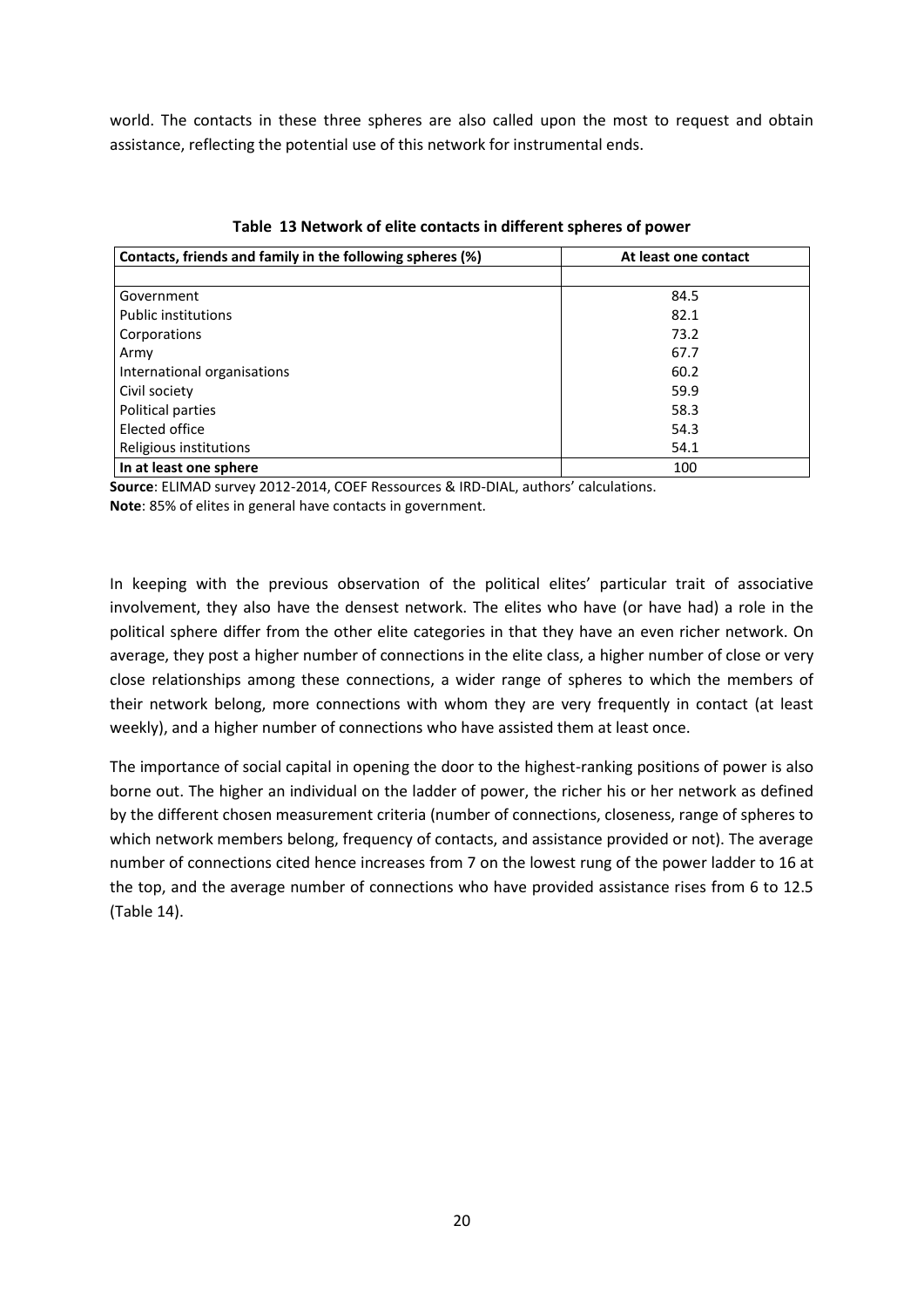world. The contacts in these three spheres are also called upon the most to request and obtain assistance, reflecting the potential use of this network for instrumental ends.

**Table 13 Network of elite contacts in different spheres of power**

| Contacts, friends and family in the following spheres (%) | At least one contact |
|---|---|
| | |
| Government | 84.5 |
| Public institutions | 82.1 |
| Corporations | 73.2 |
| Army | 67.7 |
| International organisations | 60.2 |
| Civil society | 59.9 |
| Political parties | 58.3 |
| Elected office | 54.3 |
| Religious institutions | 54.1 |
| **In at least one sphere** | 100 |

**Source**: ELIMAD survey 2012-2014, COEF Ressources & IRD-DIAL, authors' calculations.
**Note**: 85% of elites in general have contacts in government.

In keeping with the previous observation of the political elites' particular trait of associative involvement, they also have the densest network. The elites who have (or have had) a role in the political sphere differ from the other elite categories in that they have an even richer network. On average, they post a higher number of connections in the elite class, a higher number of close or very close relationships among these connections, a wider range of spheres to which the members of their network belong, more connections with whom they are very frequently in contact (at least weekly), and a higher number of connections who have assisted them at least once.

The importance of social capital in opening the door to the highest-ranking positions of power is also borne out. The higher an individual on the ladder of power, the richer his or her network as defined by the different chosen measurement criteria (number of connections, closeness, range of spheres to which network members belong, frequency of contacts, and assistance provided or not). The average number of connections cited hence increases from 7 on the lowest rung of the power ladder to 16 at the top, and the average number of connections who have provided assistance rises from 6 to 12.5 (Table 14).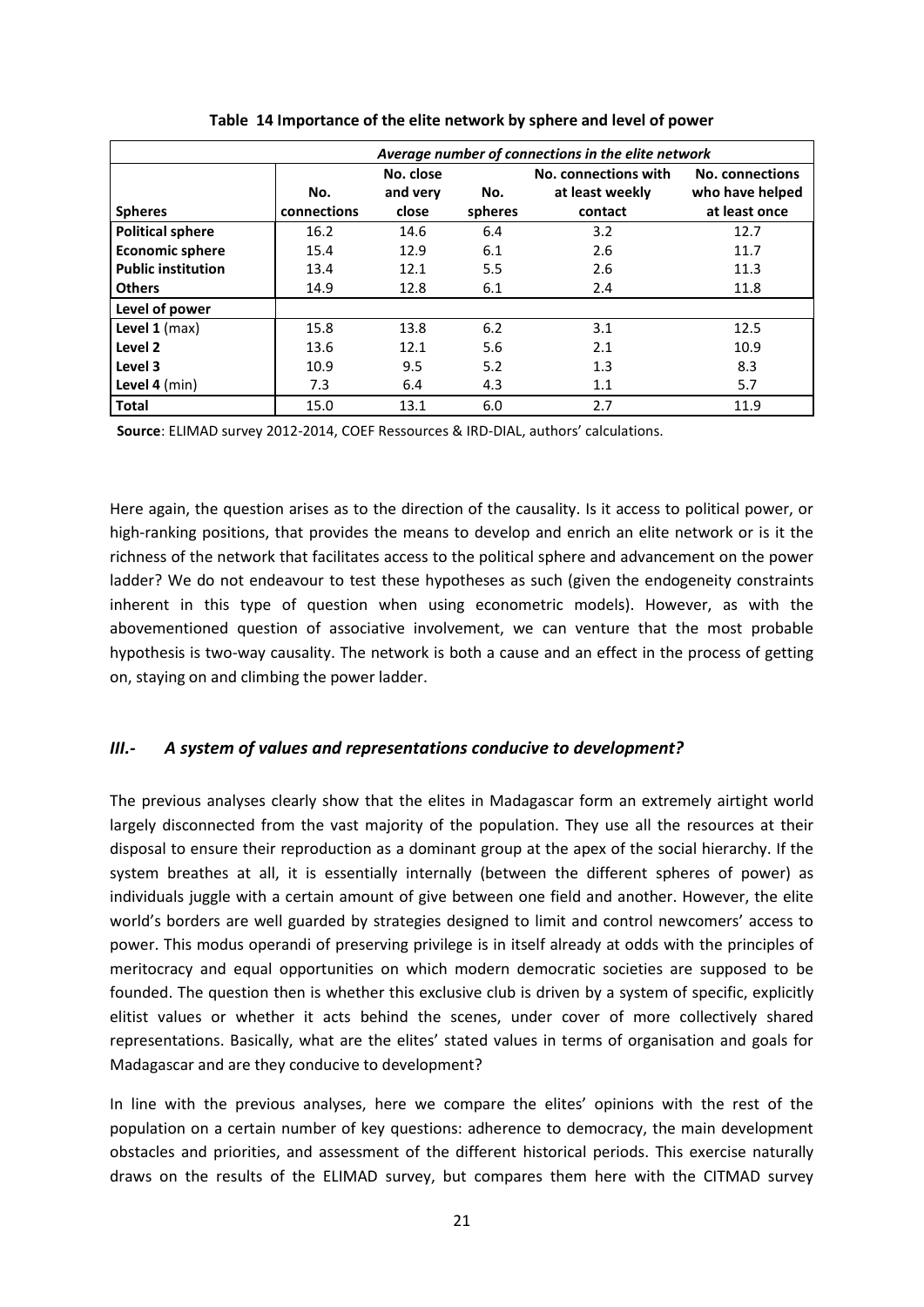**Table 14 Importance of the elite network by sphere and level of power**

| | *Average number of connections in the elite network* | | | | |
|---|---|---|---|---|---|
| **Spheres** | **No. connections** | **No. close and very close** | **No. spheres** | **No. connections with at least weekly contact** | **No. connections who have helped at least once** |
| **Political sphere** | 16.2 | 14.6 | 6.4 | 3.2 | 12.7 |
| **Economic sphere** | 15.4 | 12.9 | 6.1 | 2.6 | 11.7 |
| **Public institution** | 13.4 | 12.1 | 5.5 | 2.6 | 11.3 |
| **Others** | 14.9 | 12.8 | 6.1 | 2.4 | 11.8 |
| **Level of power** | | | | | |
| **Level 1** (max) | 15.8 | 13.8 | 6.2 | 3.1 | 12.5 |
| **Level 2** | 13.6 | 12.1 | 5.6 | 2.1 | 10.9 |
| **Level 3** | 10.9 | 9.5 | 5.2 | 1.3 | 8.3 |
| **Level 4** (min) | 7.3 | 6.4 | 4.3 | 1.1 | 5.7 |
| **Total** | 15.0 | 13.1 | 6.0 | 2.7 | 11.9 |

**Source**: ELIMAD survey 2012-2014, COEF Ressources & IRD-DIAL, authors' calculations.

Here again, the question arises as to the direction of the causality. Is it access to political power, or high-ranking positions, that provides the means to develop and enrich an elite network or is it the richness of the network that facilitates access to the political sphere and advancement on the power ladder? We do not endeavour to test these hypotheses as such (given the endogeneity constraints inherent in this type of question when using econometric models). However, as with the abovementioned question of associative involvement, we can venture that the most probable hypothesis is two-way causality. The network is both a cause and an effect in the process of getting on, staying on and climbing the power ladder.

## *III.- A system of values and representations conducive to development?*

The previous analyses clearly show that the elites in Madagascar form an extremely airtight world largely disconnected from the vast majority of the population. They use all the resources at their disposal to ensure their reproduction as a dominant group at the apex of the social hierarchy. If the system breathes at all, it is essentially internally (between the different spheres of power) as individuals juggle with a certain amount of give between one field and another. However, the elite world's borders are well guarded by strategies designed to limit and control newcomers' access to power. This modus operandi of preserving privilege is in itself already at odds with the principles of meritocracy and equal opportunities on which modern democratic societies are supposed to be founded. The question then is whether this exclusive club is driven by a system of specific, explicitly elitist values or whether it acts behind the scenes, under cover of more collectively shared representations. Basically, what are the elites' stated values in terms of organisation and goals for Madagascar and are they conducive to development?

In line with the previous analyses, here we compare the elites' opinions with the rest of the population on a certain number of key questions: adherence to democracy, the main development obstacles and priorities, and assessment of the different historical periods. This exercise naturally draws on the results of the ELIMAD survey, but compares them here with the CITMAD survey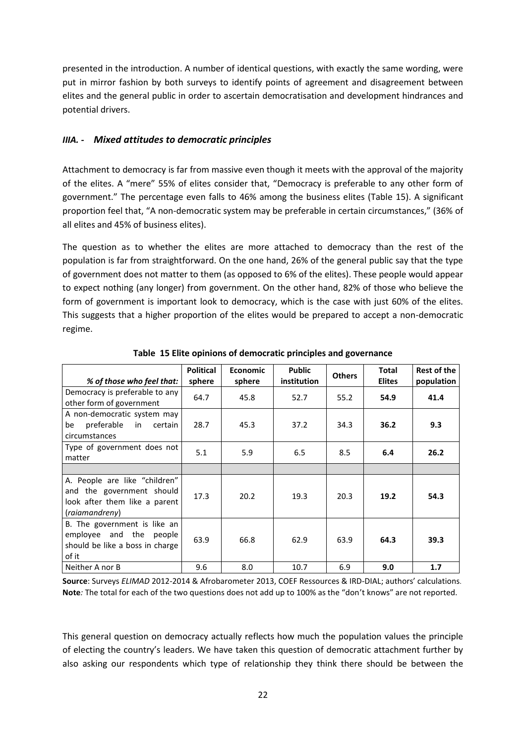presented in the introduction. A number of identical questions, with exactly the same wording, were put in mirror fashion by both surveys to identify points of agreement and disagreement between elites and the general public in order to ascertain democratisation and development hindrances and potential drivers.

### *IIIA. - Mixed attitudes to democratic principles*

Attachment to democracy is far from massive even though it meets with the approval of the majority of the elites. A "mere" 55% of elites consider that, "Democracy is preferable to any other form of government." The percentage even falls to 46% among the business elites (Table 15). A significant proportion feel that, "A non-democratic system may be preferable in certain circumstances," (36% of all elites and 45% of business elites).

The question as to whether the elites are more attached to democracy than the rest of the population is far from straightforward. On the one hand, 26% of the general public say that the type of government does not matter to them (as opposed to 6% of the elites). These people would appear to expect nothing (any longer) from government. On the other hand, 82% of those who believe the form of government is important look to democracy, which is the case with just 60% of the elites. This suggests that a higher proportion of the elites would be prepared to accept a non-democratic regime.

**Table 15 Elite opinions of democratic principles and governance**

| *% of those who feel that:* | Political sphere | Economic sphere | Public institution | Others | Total Elites | Rest of the population |
|---|---|---|---|---|---|---|
| Democracy is preferable to any other form of government | 64.7 | 45.8 | 52.7 | 55.2 | **54.9** | **41.4** |
| A non-democratic system may be preferable in certain circumstances | 28.7 | 45.3 | 37.2 | 34.3 | **36.2** | **9.3** |
| Type of government does not matter | 5.1 | 5.9 | 6.5 | 8.5 | **6.4** | **26.2** |
| | | | | | | |
| A. People are like "children" and the government should look after them like a parent (*raiamandreny*) | 17.3 | 20.2 | 19.3 | 20.3 | **19.2** | **54.3** |
| B. The government is like an employee and the people should be like a boss in charge of it | 63.9 | 66.8 | 62.9 | 63.9 | **64.3** | **39.3** |
| Neither A nor B | 9.6 | 8.0 | 10.7 | 6.9 | **9.0** | **1.7** |

**Source**: Surveys *ELIMAD* 2012-2014 & Afrobarometer 2013, COEF Ressources & IRD-DIAL; authors' calculations.
**Note***:* The total for each of the two questions does not add up to 100% as the "don't knows" are not reported.

This general question on democracy actually reflects how much the population values the principle of electing the country's leaders. We have taken this question of democratic attachment further by also asking our respondents which type of relationship they think there should be between the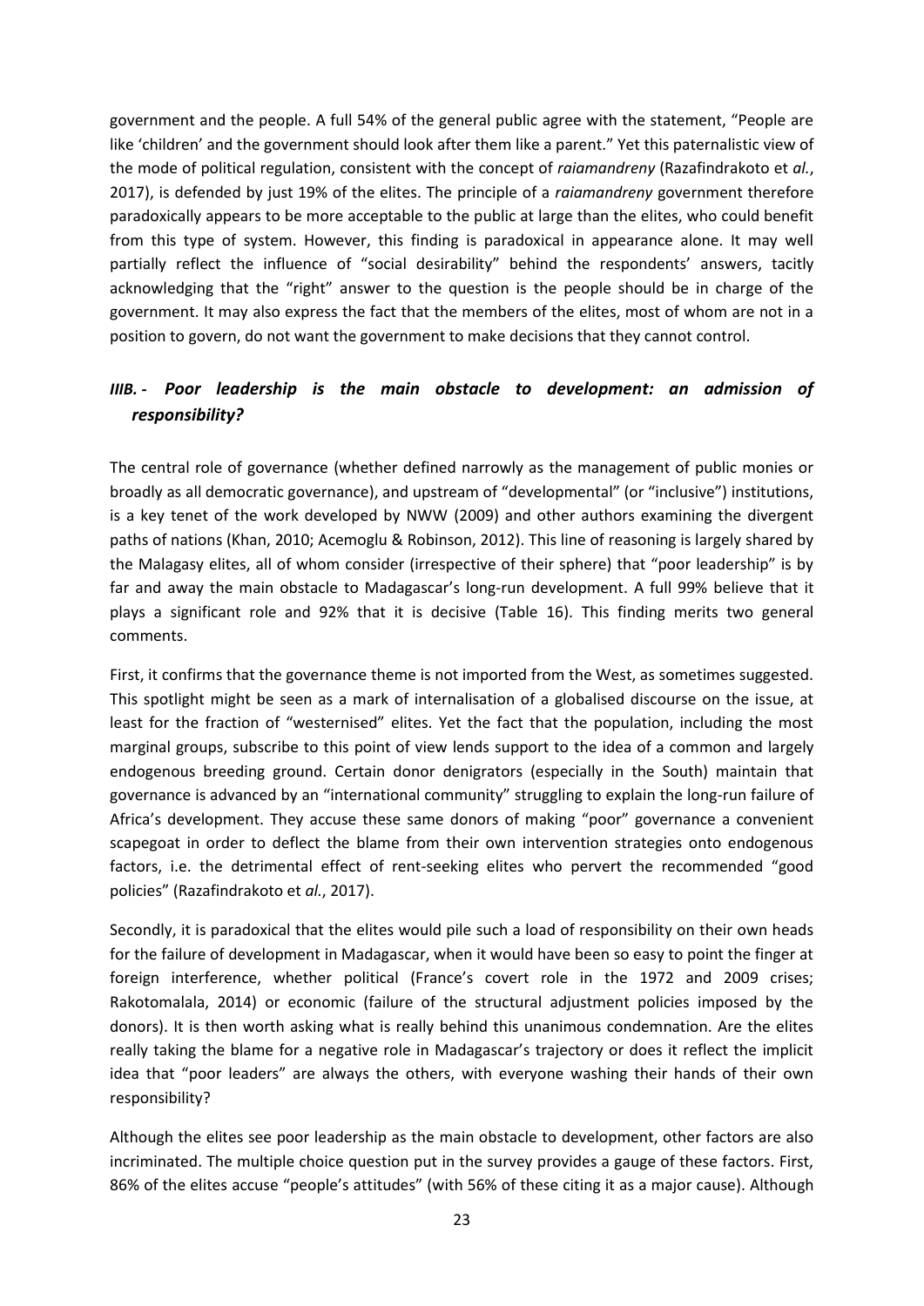government and the people. A full 54% of the general public agree with the statement, "People are like 'children' and the government should look after them like a parent." Yet this paternalistic view of the mode of political regulation, consistent with the concept of *raiamandreny* (Razafindrakoto et *al.*, 2017), is defended by just 19% of the elites. The principle of a *raiamandreny* government therefore paradoxically appears to be more acceptable to the public at large than the elites, who could benefit from this type of system. However, this finding is paradoxical in appearance alone. It may well partially reflect the influence of "social desirability" behind the respondents' answers, tacitly acknowledging that the "right" answer to the question is the people should be in charge of the government. It may also express the fact that the members of the elites, most of whom are not in a position to govern, do not want the government to make decisions that they cannot control.

### *IIIB. - Poor leadership is the main obstacle to development: an admission of responsibility?*

The central role of governance (whether defined narrowly as the management of public monies or broadly as all democratic governance), and upstream of "developmental" (or "inclusive") institutions, is a key tenet of the work developed by NWW (2009) and other authors examining the divergent paths of nations (Khan, 2010; Acemoglu & Robinson, 2012). This line of reasoning is largely shared by the Malagasy elites, all of whom consider (irrespective of their sphere) that "poor leadership" is by far and away the main obstacle to Madagascar's long-run development. A full 99% believe that it plays a significant role and 92% that it is decisive (Table 16). This finding merits two general comments.

First, it confirms that the governance theme is not imported from the West, as sometimes suggested. This spotlight might be seen as a mark of internalisation of a globalised discourse on the issue, at least for the fraction of "westernised" elites. Yet the fact that the population, including the most marginal groups, subscribe to this point of view lends support to the idea of a common and largely endogenous breeding ground. Certain donor denigrators (especially in the South) maintain that governance is advanced by an "international community" struggling to explain the long-run failure of Africa's development. They accuse these same donors of making "poor" governance a convenient scapegoat in order to deflect the blame from their own intervention strategies onto endogenous factors, i.e. the detrimental effect of rent-seeking elites who pervert the recommended "good policies" (Razafindrakoto et *al.*, 2017).

Secondly, it is paradoxical that the elites would pile such a load of responsibility on their own heads for the failure of development in Madagascar, when it would have been so easy to point the finger at foreign interference, whether political (France's covert role in the 1972 and 2009 crises; Rakotomalala, 2014) or economic (failure of the structural adjustment policies imposed by the donors). It is then worth asking what is really behind this unanimous condemnation. Are the elites really taking the blame for a negative role in Madagascar's trajectory or does it reflect the implicit idea that "poor leaders" are always the others, with everyone washing their hands of their own responsibility?

Although the elites see poor leadership as the main obstacle to development, other factors are also incriminated. The multiple choice question put in the survey provides a gauge of these factors. First, 86% of the elites accuse "people's attitudes" (with 56% of these citing it as a major cause). Although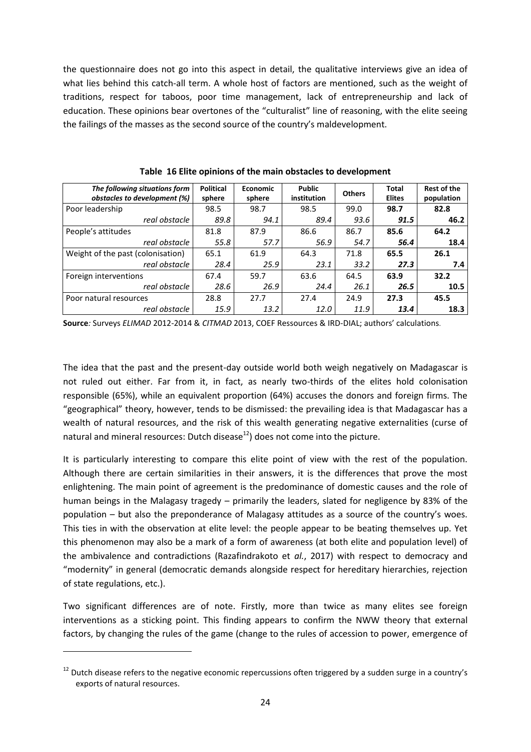the questionnaire does not go into this aspect in detail, the qualitative interviews give an idea of what lies behind this catch-all term. A whole host of factors are mentioned, such as the weight of traditions, respect for taboos, poor time management, lack of entrepreneurship and lack of education. These opinions bear overtones of the "culturalist" line of reasoning, with the elite seeing the failings of the masses as the second source of the country's maldevelopment.

**Table 16 Elite opinions of the main obstacles to development**

| *The following situations form obstacles to development (%)* | **Political sphere** | **Economic sphere** | **Public institution** | **Others** | **Total Elites** | **Rest of the population** |
|---|---|---|---|---|---|---|
| Poor leadership | 98.5 | 98.7 | 98.5 | 99.0 | **98.7** | **82.8** |
| *real obstacle* | *89.8* | *94.1* | *89.4* | *93.6* | ***91.5*** | **46.2** |
| People's attitudes | 81.8 | 87.9 | 86.6 | 86.7 | **85.6** | **64.2** |
| *real obstacle* | *55.8* | *57.7* | *56.9* | *54.7* | ***56.4*** | **18.4** |
| Weight of the past (colonisation) | 65.1 | 61.9 | 64.3 | 71.8 | **65.5** | **26.1** |
| *real obstacle* | *28.4* | *25.9* | *23.1* | *33.2* | ***27.3*** | **7.4** |
| Foreign interventions | 67.4 | 59.7 | 63.6 | 64.5 | **63.9** | **32.2** |
| *real obstacle* | *28.6* | *26.9* | *24.4* | *26.1* | ***26.5*** | **10.5** |
| Poor natural resources | 28.8 | 27.7 | 27.4 | 24.9 | **27.3** | **45.5** |
| *real obstacle* | *15.9* | *13.2* | *12.0* | *11.9* | ***13.4*** | **18.3** |

**Source***:* Surveys *ELIMAD* 2012-2014 & *CITMAD* 2013, COEF Ressources & IRD-DIAL; authors' calculations.

The idea that the past and the present-day outside world both weigh negatively on Madagascar is not ruled out either. Far from it, in fact, as nearly two-thirds of the elites hold colonisation responsible (65%), while an equivalent proportion (64%) accuses the donors and foreign firms. The "geographical" theory, however, tends to be dismissed: the prevailing idea is that Madagascar has a wealth of natural resources, and the risk of this wealth generating negative externalities (curse of natural and mineral resources: Dutch disease[12]) does not come into the picture.

It is particularly interesting to compare this elite point of view with the rest of the population. Although there are certain similarities in their answers, it is the differences that prove the most enlightening. The main point of agreement is the predominance of domestic causes and the role of human beings in the Malagasy tragedy – primarily the leaders, slated for negligence by 83% of the population – but also the preponderance of Malagasy attitudes as a source of the country's woes. This ties in with the observation at elite level: the people appear to be beating themselves up. Yet this phenomenon may also be a mark of a form of awareness (at both elite and population level) of the ambivalence and contradictions (Razafindrakoto et *al.*, 2017) with respect to democracy and "modernity" in general (democratic demands alongside respect for hereditary hierarchies, rejection of state regulations, etc.).

Two significant differences are of note. Firstly, more than twice as many elites see foreign interventions as a sticking point. This finding appears to confirm the NWW theory that external factors, by changing the rules of the game (change to the rules of accession to power, emergence of

[12] Dutch disease refers to the negative economic repercussions often triggered by a sudden surge in a country's exports of natural resources.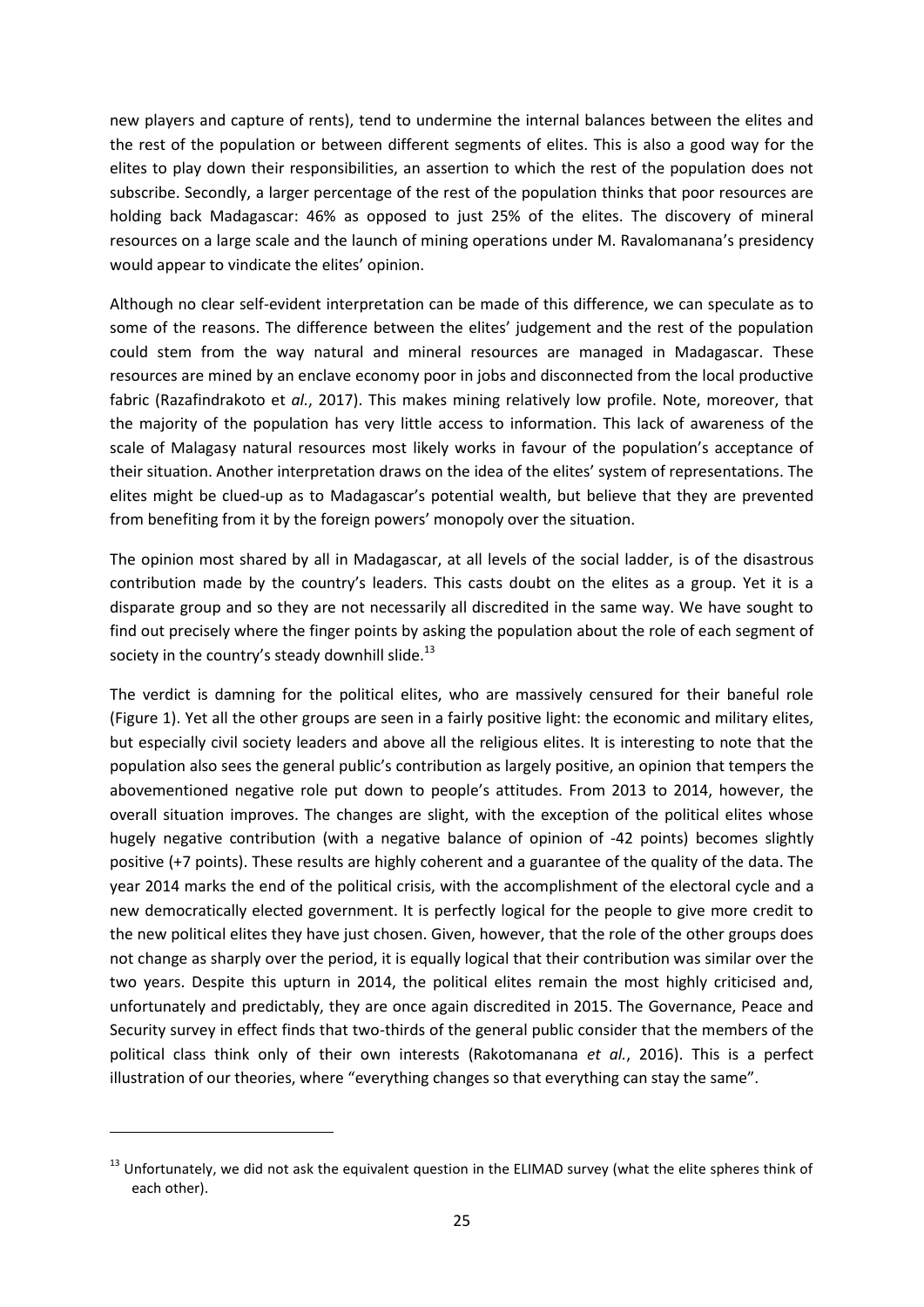new players and capture of rents), tend to undermine the internal balances between the elites and the rest of the population or between different segments of elites. This is also a good way for the elites to play down their responsibilities, an assertion to which the rest of the population does not subscribe. Secondly, a larger percentage of the rest of the population thinks that poor resources are holding back Madagascar: 46% as opposed to just 25% of the elites. The discovery of mineral resources on a large scale and the launch of mining operations under M. Ravalomanana's presidency would appear to vindicate the elites' opinion.

Although no clear self-evident interpretation can be made of this difference, we can speculate as to some of the reasons. The difference between the elites' judgement and the rest of the population could stem from the way natural and mineral resources are managed in Madagascar. These resources are mined by an enclave economy poor in jobs and disconnected from the local productive fabric (Razafindrakoto et *al.*, 2017). This makes mining relatively low profile. Note, moreover, that the majority of the population has very little access to information. This lack of awareness of the scale of Malagasy natural resources most likely works in favour of the population's acceptance of their situation. Another interpretation draws on the idea of the elites' system of representations. The elites might be clued-up as to Madagascar's potential wealth, but believe that they are prevented from benefiting from it by the foreign powers' monopoly over the situation.

The opinion most shared by all in Madagascar, at all levels of the social ladder, is of the disastrous contribution made by the country's leaders. This casts doubt on the elites as a group. Yet it is a disparate group and so they are not necessarily all discredited in the same way. We have sought to find out precisely where the finger points by asking the population about the role of each segment of society in the country's steady downhill slide.[13]

The verdict is damning for the political elites, who are massively censured for their baneful role (Figure 1). Yet all the other groups are seen in a fairly positive light: the economic and military elites, but especially civil society leaders and above all the religious elites. It is interesting to note that the population also sees the general public's contribution as largely positive, an opinion that tempers the abovementioned negative role put down to people's attitudes. From 2013 to 2014, however, the overall situation improves. The changes are slight, with the exception of the political elites whose hugely negative contribution (with a negative balance of opinion of -42 points) becomes slightly positive (+7 points). These results are highly coherent and a guarantee of the quality of the data. The year 2014 marks the end of the political crisis, with the accomplishment of the electoral cycle and a new democratically elected government. It is perfectly logical for the people to give more credit to the new political elites they have just chosen. Given, however, that the role of the other groups does not change as sharply over the period, it is equally logical that their contribution was similar over the two years. Despite this upturn in 2014, the political elites remain the most highly criticised and, unfortunately and predictably, they are once again discredited in 2015. The Governance, Peace and Security survey in effect finds that two-thirds of the general public consider that the members of the political class think only of their own interests (Rakotomanana *et al.*, 2016). This is a perfect illustration of our theories, where "everything changes so that everything can stay the same".

[13] Unfortunately, we did not ask the equivalent question in the ELIMAD survey (what the elite spheres think of each other).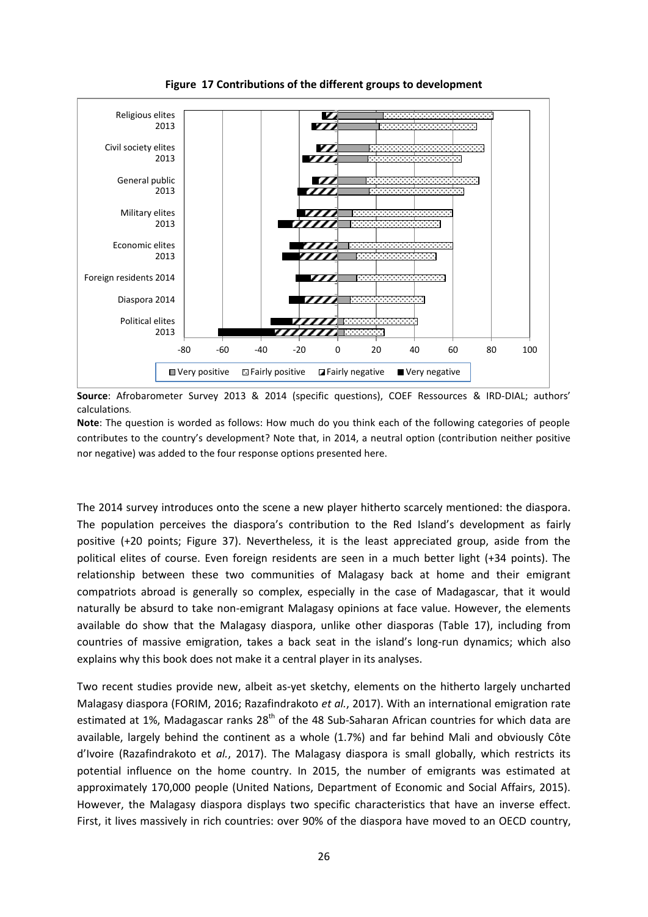**Figure 17 Contributions of the different groups to development**

**Source**: Afrobarometer Survey 2013 & 2014 (specific questions), COEF Ressources & IRD-DIAL; authors' calculations.

**Note**: The question is worded as follows: How much do you think each of the following categories of people contributes to the country's development? Note that, in 2014, a neutral option (contribution neither positive nor negative) was added to the four response options presented here.

The 2014 survey introduces onto the scene a new player hitherto scarcely mentioned: the diaspora. The population perceives the diaspora's contribution to the Red Island's development as fairly positive (+20 points; Figure 37). Nevertheless, it is the least appreciated group, aside from the political elites of course. Even foreign residents are seen in a much better light (+34 points). The relationship between these two communities of Malagasy back at home and their emigrant compatriots abroad is generally so complex, especially in the case of Madagascar, that it would naturally be absurd to take non-emigrant Malagasy opinions at face value. However, the elements available do show that the Malagasy diaspora, unlike other diasporas (Table 17), including from countries of massive emigration, takes a back seat in the island's long-run dynamics; which also explains why this book does not make it a central player in its analyses.

Two recent studies provide new, albeit as-yet sketchy, elements on the hitherto largely uncharted Malagasy diaspora (FORIM, 2016; Razafindrakoto *et al.*, 2017). With an international emigration rate estimated at 1%, Madagascar ranks 28th of the 48 Sub-Saharan African countries for which data are available, largely behind the continent as a whole (1.7%) and far behind Mali and obviously Côte d'Ivoire (Razafindrakoto et *al.*, 2017). The Malagasy diaspora is small globally, which restricts its potential influence on the home country. In 2015, the number of emigrants was estimated at approximately 170,000 people (United Nations, Department of Economic and Social Affairs, 2015). However, the Malagasy diaspora displays two specific characteristics that have an inverse effect. First, it lives massively in rich countries: over 90% of the diaspora have moved to an OECD country,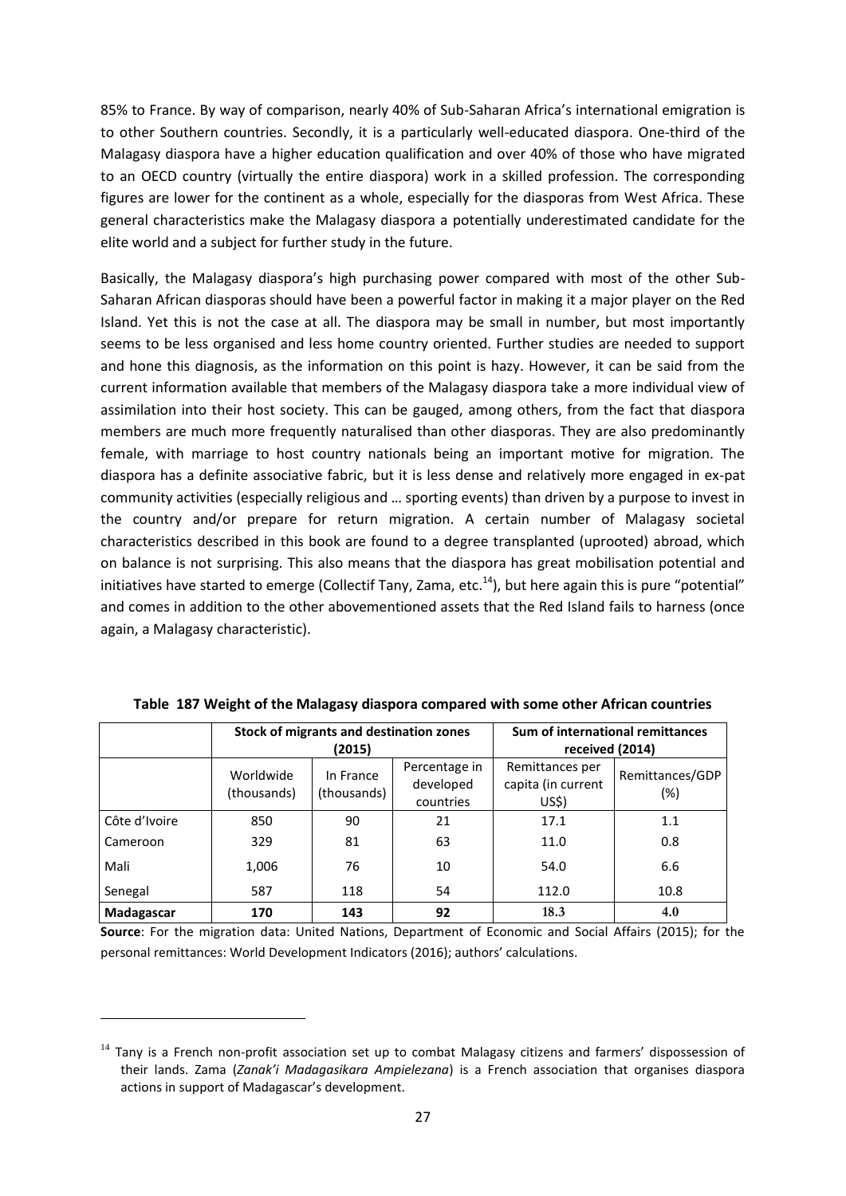85% to France. By way of comparison, nearly 40% of Sub-Saharan Africa's international emigration is to other Southern countries. Secondly, it is a particularly well-educated diaspora. One-third of the Malagasy diaspora have a higher education qualification and over 40% of those who have migrated to an OECD country (virtually the entire diaspora) work in a skilled profession. The corresponding figures are lower for the continent as a whole, especially for the diasporas from West Africa. These general characteristics make the Malagasy diaspora a potentially underestimated candidate for the elite world and a subject for further study in the future.

Basically, the Malagasy diaspora's high purchasing power compared with most of the other Sub-Saharan African diasporas should have been a powerful factor in making it a major player on the Red Island. Yet this is not the case at all. The diaspora may be small in number, but most importantly seems to be less organised and less home country oriented. Further studies are needed to support and hone this diagnosis, as the information on this point is hazy. However, it can be said from the current information available that members of the Malagasy diaspora take a more individual view of assimilation into their host society. This can be gauged, among others, from the fact that diaspora members are much more frequently naturalised than other diasporas. They are also predominantly female, with marriage to host country nationals being an important motive for migration. The diaspora has a definite associative fabric, but it is less dense and relatively more engaged in ex-pat community activities (especially religious and … sporting events) than driven by a purpose to invest in the country and/or prepare for return migration. A certain number of Malagasy societal characteristics described in this book are found to a degree transplanted (uprooted) abroad, which on balance is not surprising. This also means that the diaspora has great mobilisation potential and initiatives have started to emerge (Collectif Tany, Zama, etc.[14]), but here again this is pure "potential" and comes in addition to the other abovementioned assets that the Red Island fails to harness (once again, a Malagasy characteristic).

**Table 187 Weight of the Malagasy diaspora compared with some other African countries**

| | Stock of migrants and destination zones (2015) | | | Sum of international remittances received (2014) | |
|---|---|---|---|---|---|
| | Worldwide (thousands) | In France (thousands) | Percentage in developed countries | Remittances per capita (in current US$) | Remittances/GDP (%) |
| Côte d'Ivoire | 850 | 90 | 21 | 17.1 | 1.1 |
| Cameroon | 329 | 81 | 63 | 11.0 | 0.8 |
| Mali | 1,006 | 76 | 10 | 54.0 | 6.6 |
| Senegal | 587 | 118 | 54 | 112.0 | 10.8 |
| **Madagascar** | **170** | **143** | **92** | **18.3** | **4.0** |

**Source**: For the migration data: United Nations, Department of Economic and Social Affairs (2015); for the personal remittances: World Development Indicators (2016); authors' calculations.

[14] Tany is a French non-profit association set up to combat Malagasy citizens and farmers' dispossession of their lands. Zama (*Zanak'i Madagasikara Ampielezana*) is a French association that organises diaspora actions in support of Madagascar's development.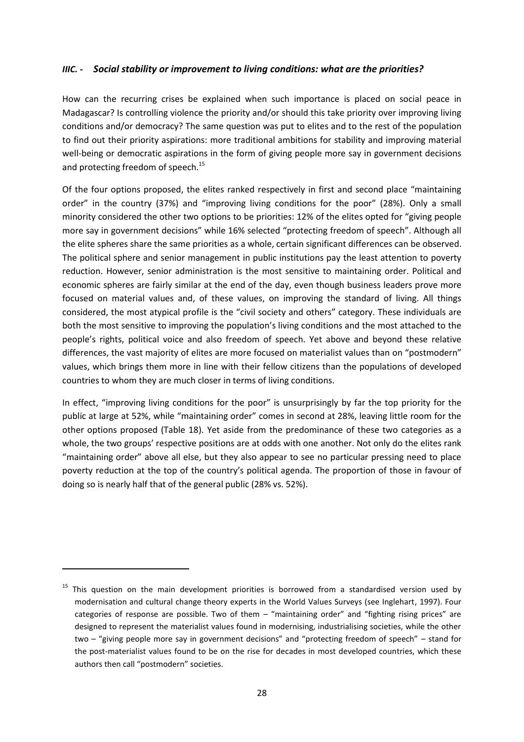### *IIIC. - Social stability or improvement to living conditions: what are the priorities?*

How can the recurring crises be explained when such importance is placed on social peace in Madagascar? Is controlling violence the priority and/or should this take priority over improving living conditions and/or democracy? The same question was put to elites and to the rest of the population to find out their priority aspirations: more traditional ambitions for stability and improving material well-being or democratic aspirations in the form of giving people more say in government decisions and protecting freedom of speech.[15]

Of the four options proposed, the elites ranked respectively in first and second place "maintaining order" in the country (37%) and "improving living conditions for the poor" (28%). Only a small minority considered the other two options to be priorities: 12% of the elites opted for "giving people more say in government decisions" while 16% selected "protecting freedom of speech". Although all the elite spheres share the same priorities as a whole, certain significant differences can be observed. The political sphere and senior management in public institutions pay the least attention to poverty reduction. However, senior administration is the most sensitive to maintaining order. Political and economic spheres are fairly similar at the end of the day, even though business leaders prove more focused on material values and, of these values, on improving the standard of living. All things considered, the most atypical profile is the "civil society and others" category. These individuals are both the most sensitive to improving the population's living conditions and the most attached to the people's rights, political voice and also freedom of speech. Yet above and beyond these relative differences, the vast majority of elites are more focused on materialist values than on "postmodern" values, which brings them more in line with their fellow citizens than the populations of developed countries to whom they are much closer in terms of living conditions.

In effect, "improving living conditions for the poor" is unsurprisingly by far the top priority for the public at large at 52%, while "maintaining order" comes in second at 28%, leaving little room for the other options proposed (Table 18). Yet aside from the predominance of these two categories as a whole, the two groups' respective positions are at odds with one another. Not only do the elites rank "maintaining order" above all else, but they also appear to see no particular pressing need to place poverty reduction at the top of the country's political agenda. The proportion of those in favour of doing so is nearly half that of the general public (28% vs. 52%).

---

[15] This question on the main development priorities is borrowed from a standardised version used by modernisation and cultural change theory experts in the World Values Surveys (see Inglehart, 1997). Four categories of response are possible. Two of them – "maintaining order" and "fighting rising prices" are designed to represent the materialist values found in modernising, industrialising societies, while the other two – "giving people more say in government decisions" and "protecting freedom of speech" – stand for the post-materialist values found to be on the rise for decades in most developed countries, which these authors then call "postmodern" societies.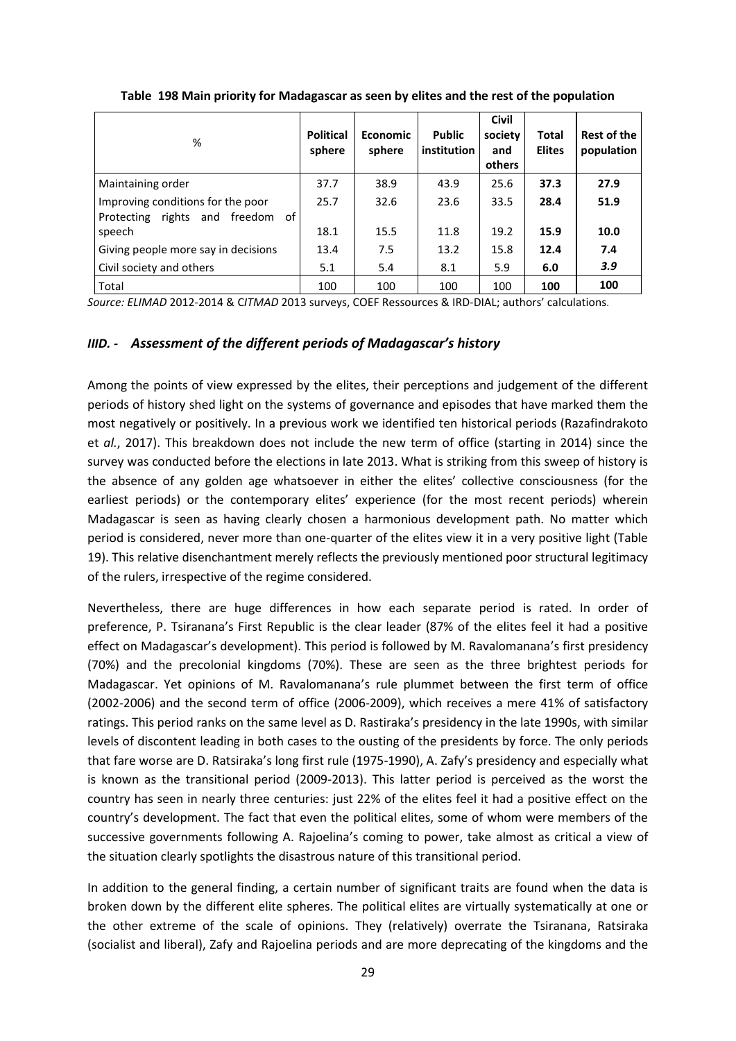**Table 198 Main priority for Madagascar as seen by elites and the rest of the population**

| % | Political sphere | Economic sphere | Public institution | Civil society and others | Total Elites | Rest of the population |
|---|---|---|---|---|---|---|
| Maintaining order | 37.7 | 38.9 | 43.9 | 25.6 | **37.3** | **27.9** |
| Improving conditions for the poor | 25.7 | 32.6 | 23.6 | 33.5 | **28.4** | **51.9** |
| Protecting rights and freedom of speech | 18.1 | 15.5 | 11.8 | 19.2 | **15.9** | **10.0** |
| Giving people more say in decisions | 13.4 | 7.5 | 13.2 | 15.8 | **12.4** | **7.4** |
| Civil society and others | 5.1 | 5.4 | 8.1 | 5.9 | **6.0** | ***3.9*** |
| Total | 100 | 100 | 100 | 100 | **100** | **100** |

*Source: ELIMAD* 2012-2014 & C*ITMAD* 2013 surveys, COEF Ressources & IRD-DIAL; authors' calculations.

### *IIID. - Assessment of the different periods of Madagascar's history*

Among the points of view expressed by the elites, their perceptions and judgement of the different periods of history shed light on the systems of governance and episodes that have marked them the most negatively or positively. In a previous work we identified ten historical periods (Razafindrakoto et *al.*, 2017). This breakdown does not include the new term of office (starting in 2014) since the survey was conducted before the elections in late 2013. What is striking from this sweep of history is the absence of any golden age whatsoever in either the elites' collective consciousness (for the earliest periods) or the contemporary elites' experience (for the most recent periods) wherein Madagascar is seen as having clearly chosen a harmonious development path. No matter which period is considered, never more than one-quarter of the elites view it in a very positive light (Table 19). This relative disenchantment merely reflects the previously mentioned poor structural legitimacy of the rulers, irrespective of the regime considered.

Nevertheless, there are huge differences in how each separate period is rated. In order of preference, P. Tsiranana's First Republic is the clear leader (87% of the elites feel it had a positive effect on Madagascar's development). This period is followed by M. Ravalomanana's first presidency (70%) and the precolonial kingdoms (70%). These are seen as the three brightest periods for Madagascar. Yet opinions of M. Ravalomanana's rule plummet between the first term of office (2002-2006) and the second term of office (2006-2009), which receives a mere 41% of satisfactory ratings. This period ranks on the same level as D. Rastiraka's presidency in the late 1990s, with similar levels of discontent leading in both cases to the ousting of the presidents by force. The only periods that fare worse are D. Ratsiraka's long first rule (1975-1990), A. Zafy's presidency and especially what is known as the transitional period (2009-2013). This latter period is perceived as the worst the country has seen in nearly three centuries: just 22% of the elites feel it had a positive effect on the country's development. The fact that even the political elites, some of whom were members of the successive governments following A. Rajoelina's coming to power, take almost as critical a view of the situation clearly spotlights the disastrous nature of this transitional period.

In addition to the general finding, a certain number of significant traits are found when the data is broken down by the different elite spheres. The political elites are virtually systematically at one or the other extreme of the scale of opinions. They (relatively) overrate the Tsiranana, Ratsiraka (socialist and liberal), Zafy and Rajoelina periods and are more deprecating of the kingdoms and the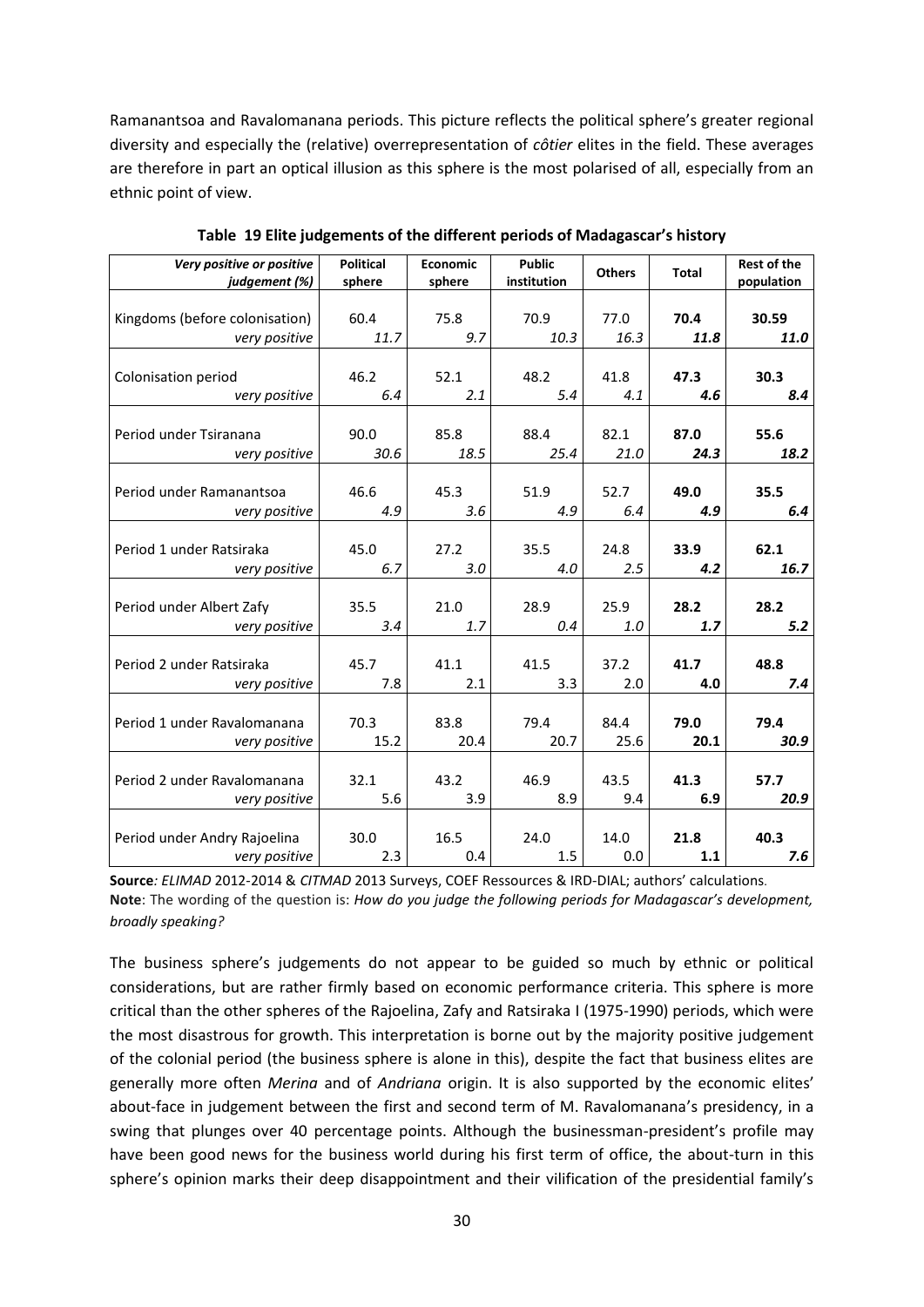Ramanantsoa and Ravalomanana periods. This picture reflects the political sphere's greater regional diversity and especially the (relative) overrepresentation of *côtier* elites in the field. These averages are therefore in part an optical illusion as this sphere is the most polarised of all, especially from an ethnic point of view.

**Table 19 Elite judgements of the different periods of Madagascar's history**

| *Very positive or positive judgement (%)* | Political sphere | Economic sphere | Public institution | Others | Total | Rest of the population |
|---|---|---|---|---|---|---|
| Kingdoms (before colonisation) | 60.4 | 75.8 | 70.9 | 77.0 | **70.4** | **30.59** |
| *very positive* | *11.7* | *9.7* | *10.3* | *16.3* | ***11.8*** | ***11.0*** |
| Colonisation period | 46.2 | 52.1 | 48.2 | 41.8 | **47.3** | **30.3** |
| *very positive* | *6.4* | *2.1* | *5.4* | *4.1* | ***4.6*** | ***8.4*** |
| Period under Tsiranana | 90.0 | 85.8 | 88.4 | 82.1 | **87.0** | **55.6** |
| *very positive* | *30.6* | *18.5* | *25.4* | *21.0* | ***24.3*** | ***18.2*** |
| Period under Ramanantsoa | 46.6 | 45.3 | 51.9 | 52.7 | **49.0** | **35.5** |
| *very positive* | *4.9* | *3.6* | *4.9* | *6.4* | ***4.9*** | ***6.4*** |
| Period 1 under Ratsiraka | 45.0 | 27.2 | 35.5 | 24.8 | **33.9** | **62.1** |
| *very positive* | *6.7* | *3.0* | *4.0* | *2.5* | ***4.2*** | ***16.7*** |
| Period under Albert Zafy | 35.5 | 21.0 | 28.9 | 25.9 | **28.2** | **28.2** |
| *very positive* | *3.4* | *1.7* | *0.4* | *1.0* | ***1.7*** | ***5.2*** |
| Period 2 under Ratsiraka | 45.7 | 41.1 | 41.5 | 37.2 | **41.7** | **48.8** |
| *very positive* | 7.8 | 2.1 | 3.3 | 2.0 | **4.0** | ***7.4*** |
| Period 1 under Ravalomanana | 70.3 | 83.8 | 79.4 | 84.4 | **79.0** | **79.4** |
| *very positive* | 15.2 | 20.4 | 20.7 | 25.6 | **20.1** | ***30.9*** |
| Period 2 under Ravalomanana | 32.1 | 43.2 | 46.9 | 43.5 | **41.3** | **57.7** |
| *very positive* | 5.6 | 3.9 | 8.9 | 9.4 | **6.9** | ***20.9*** |
| Period under Andry Rajoelina | 30.0 | 16.5 | 24.0 | 14.0 | **21.8** | **40.3** |
| *very positive* | 2.3 | 0.4 | 1.5 | 0.0 | **1.1** | ***7.6*** |

**Source***:* *ELIMAD* 2012-2014 & *CITMAD* 2013 Surveys, COEF Ressources & IRD-DIAL; authors' calculations.
**Note**: The wording of the question is: *How do you judge the following periods for Madagascar's development, broadly speaking?*

The business sphere's judgements do not appear to be guided so much by ethnic or political considerations, but are rather firmly based on economic performance criteria. This sphere is more critical than the other spheres of the Rajoelina, Zafy and Ratsiraka I (1975-1990) periods, which were the most disastrous for growth. This interpretation is borne out by the majority positive judgement of the colonial period (the business sphere is alone in this), despite the fact that business elites are generally more often *Merina* and of *Andriana* origin. It is also supported by the economic elites' about-face in judgement between the first and second term of M. Ravalomanana's presidency, in a swing that plunges over 40 percentage points. Although the businessman-president's profile may have been good news for the business world during his first term of office, the about-turn in this sphere's opinion marks their deep disappointment and their vilification of the presidential family's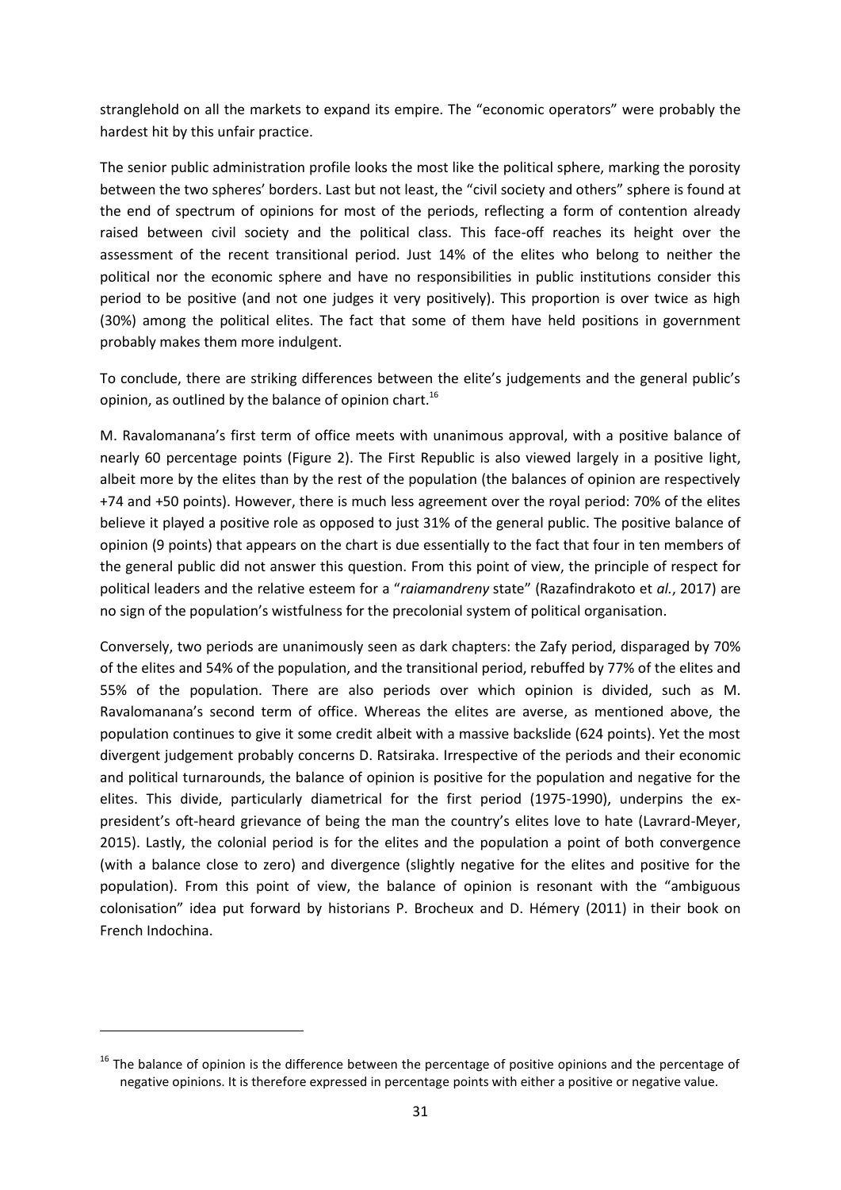stranglehold on all the markets to expand its empire. The "economic operators" were probably the hardest hit by this unfair practice.

The senior public administration profile looks the most like the political sphere, marking the porosity between the two spheres' borders. Last but not least, the "civil society and others" sphere is found at the end of spectrum of opinions for most of the periods, reflecting a form of contention already raised between civil society and the political class. This face-off reaches its height over the assessment of the recent transitional period. Just 14% of the elites who belong to neither the political nor the economic sphere and have no responsibilities in public institutions consider this period to be positive (and not one judges it very positively). This proportion is over twice as high (30%) among the political elites. The fact that some of them have held positions in government probably makes them more indulgent.

To conclude, there are striking differences between the elite's judgements and the general public's opinion, as outlined by the balance of opinion chart.[16]

M. Ravalomanana's first term of office meets with unanimous approval, with a positive balance of nearly 60 percentage points (Figure 2). The First Republic is also viewed largely in a positive light, albeit more by the elites than by the rest of the population (the balances of opinion are respectively +74 and +50 points). However, there is much less agreement over the royal period: 70% of the elites believe it played a positive role as opposed to just 31% of the general public. The positive balance of opinion (9 points) that appears on the chart is due essentially to the fact that four in ten members of the general public did not answer this question. From this point of view, the principle of respect for political leaders and the relative esteem for a "*raiamandreny* state" (Razafindrakoto et *al.*, 2017) are no sign of the population's wistfulness for the precolonial system of political organisation.

Conversely, two periods are unanimously seen as dark chapters: the Zafy period, disparaged by 70% of the elites and 54% of the population, and the transitional period, rebuffed by 77% of the elites and 55% of the population. There are also periods over which opinion is divided, such as M. Ravalomanana's second term of office. Whereas the elites are averse, as mentioned above, the population continues to give it some credit albeit with a massive backslide (624 points). Yet the most divergent judgement probably concerns D. Ratsiraka. Irrespective of the periods and their economic and political turnarounds, the balance of opinion is positive for the population and negative for the elites. This divide, particularly diametrical for the first period (1975-1990), underpins the ex-president's oft-heard grievance of being the man the country's elites love to hate (Lavrard-Meyer, 2015). Lastly, the colonial period is for the elites and the population a point of both convergence (with a balance close to zero) and divergence (slightly negative for the elites and positive for the population). From this point of view, the balance of opinion is resonant with the "ambiguous colonisation" idea put forward by historians P. Brocheux and D. Hémery (2011) in their book on French Indochina.

---

[16] The balance of opinion is the difference between the percentage of positive opinions and the percentage of negative opinions. It is therefore expressed in percentage points with either a positive or negative value.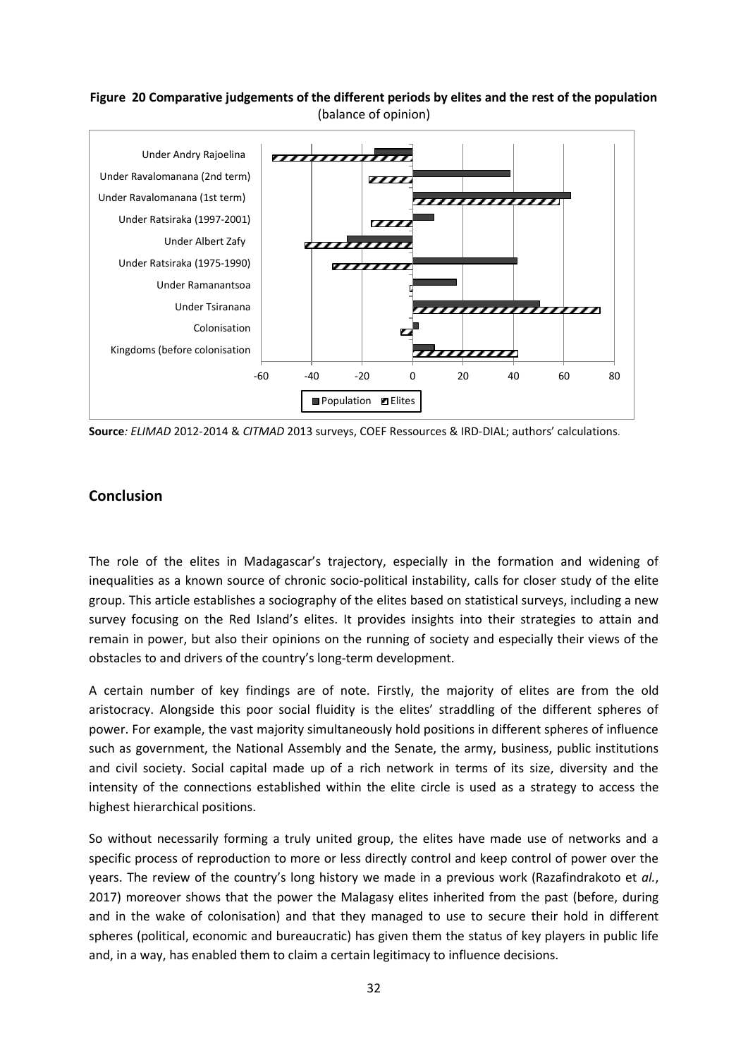**Figure 20 Comparative judgements of the different periods by elites and the rest of the population**
(balance of opinion)

**Source**: *ELIMAD* 2012-2014 & *CITMAD* 2013 surveys, COEF Ressources & IRD-DIAL; authors' calculations.

## Conclusion

The role of the elites in Madagascar's trajectory, especially in the formation and widening of inequalities as a known source of chronic socio-political instability, calls for closer study of the elite group. This article establishes a sociography of the elites based on statistical surveys, including a new survey focusing on the Red Island's elites. It provides insights into their strategies to attain and remain in power, but also their opinions on the running of society and especially their views of the obstacles to and drivers of the country's long-term development.

A certain number of key findings are of note. Firstly, the majority of elites are from the old aristocracy. Alongside this poor social fluidity is the elites' straddling of the different spheres of power. For example, the vast majority simultaneously hold positions in different spheres of influence such as government, the National Assembly and the Senate, the army, business, public institutions and civil society. Social capital made up of a rich network in terms of its size, diversity and the intensity of the connections established within the elite circle is used as a strategy to access the highest hierarchical positions.

So without necessarily forming a truly united group, the elites have made use of networks and a specific process of reproduction to more or less directly control and keep control of power over the years. The review of the country's long history we made in a previous work (Razafindrakoto et *al.*, 2017) moreover shows that the power the Malagasy elites inherited from the past (before, during and in the wake of colonisation) and that they managed to use to secure their hold in different spheres (political, economic and bureaucratic) has given them the status of key players in public life and, in a way, has enabled them to claim a certain legitimacy to influence decisions.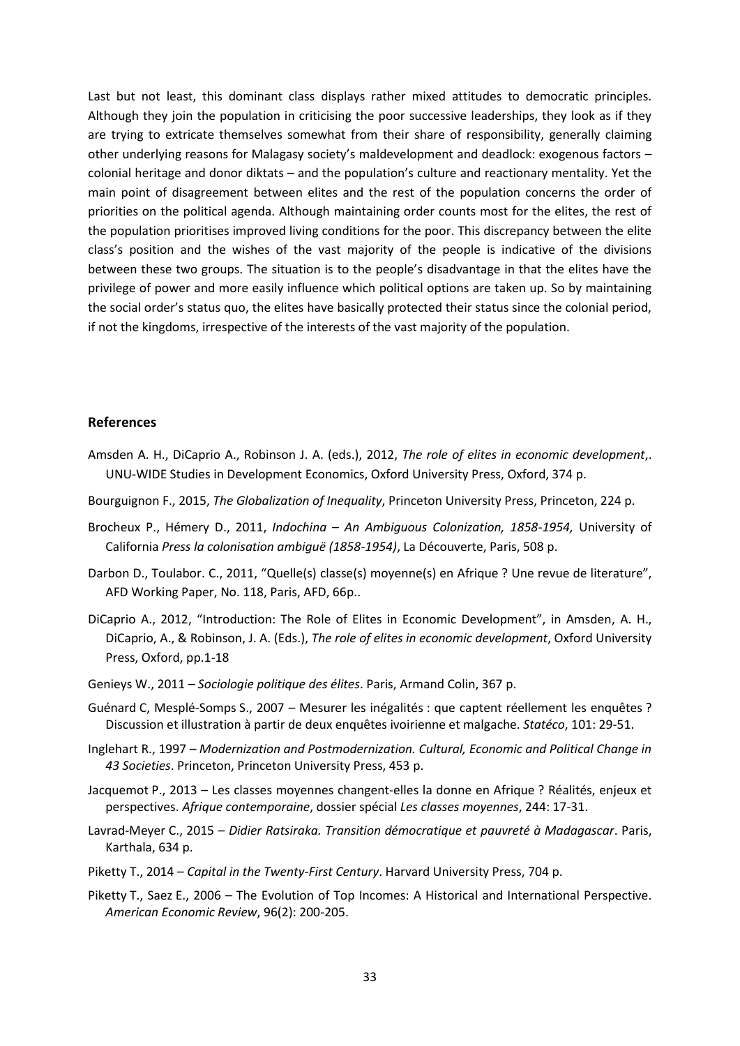Last but not least, this dominant class displays rather mixed attitudes to democratic principles. Although they join the population in criticising the poor successive leaderships, they look as if they are trying to extricate themselves somewhat from their share of responsibility, generally claiming other underlying reasons for Malagasy society's maldevelopment and deadlock: exogenous factors – colonial heritage and donor diktats – and the population's culture and reactionary mentality. Yet the main point of disagreement between elites and the rest of the population concerns the order of priorities on the political agenda. Although maintaining order counts most for the elites, the rest of the population prioritises improved living conditions for the poor. This discrepancy between the elite class's position and the wishes of the vast majority of the people is indicative of the divisions between these two groups. The situation is to the people's disadvantage in that the elites have the privilege of power and more easily influence which political options are taken up. So by maintaining the social order's status quo, the elites have basically protected their status since the colonial period, if not the kingdoms, irrespective of the interests of the vast majority of the population.

## References

Amsden A. H., DiCaprio A., Robinson J. A. (eds.), 2012, *The role of elites in economic development*,. UNU-WIDE Studies in Development Economics, Oxford University Press, Oxford, 374 p.

Bourguignon F., 2015, *The Globalization of Inequality*, Princeton University Press, Princeton, 224 p.

Brocheux P., Hémery D., 2011, *Indochina – An Ambiguous Colonization, 1858-1954,* University of California *Press la colonisation ambiguë (1858-1954)*, La Découverte, Paris, 508 p.

Darbon D., Toulabor. C., 2011, "Quelle(s) classe(s) moyenne(s) en Afrique ? Une revue de literature", AFD Working Paper, No. 118, Paris, AFD, 66p..

DiCaprio A., 2012, "Introduction: The Role of Elites in Economic Development", in Amsden, A. H., DiCaprio, A., & Robinson, J. A. (Eds.), *The role of elites in economic development*, Oxford University Press, Oxford, pp.1-18

Genieys W., 2011 – *Sociologie politique des élites*. Paris, Armand Colin, 367 p.

Guénard C, Mesplé-Somps S., 2007 – Mesurer les inégalités : que captent réellement les enquêtes ? Discussion et illustration à partir de deux enquêtes ivoirienne et malgache. *Statéco*, 101: 29-51.

Inglehart R., 1997 – *Modernization and Postmodernization. Cultural, Economic and Political Change in 43 Societies*. Princeton, Princeton University Press, 453 p.

Jacquemot P., 2013 – Les classes moyennes changent-elles la donne en Afrique ? Réalités, enjeux et perspectives. *Afrique contemporaine*, dossier spécial *Les classes moyennes*, 244: 17-31.

Lavrad-Meyer C., 2015 – *Didier Ratsiraka. Transition démocratique et pauvreté à Madagascar*. Paris, Karthala, 634 p.

Piketty T., 2014 – *Capital in the Twenty-First Century*. Harvard University Press, 704 p.

Piketty T., Saez E., 2006 – The Evolution of Top Incomes: A Historical and International Perspective. *American Economic Review*, 96(2): 200-205.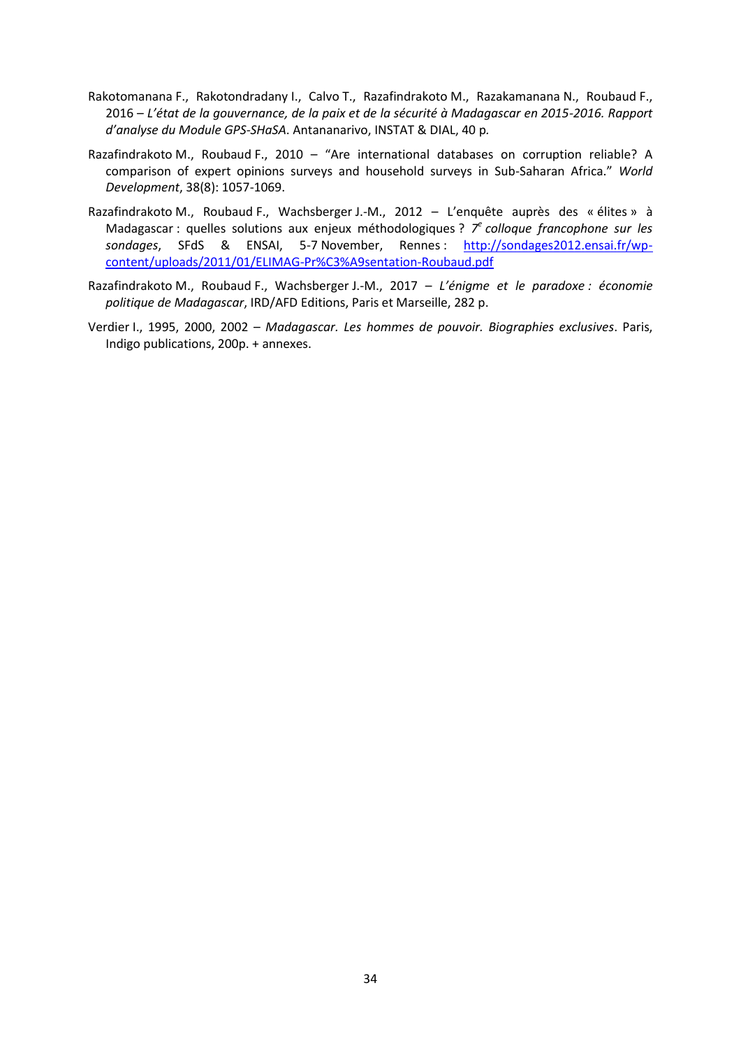Rakotomanana F., Rakotondradany I., Calvo T., Razafindrakoto M., Razakamanana N., Roubaud F., 2016 – *L'état de la gouvernance, de la paix et de la sécurité à Madagascar en 2015-2016. Rapport d'analyse du Module GPS-SHaSA*. Antananarivo, INSTAT & DIAL, 40 p.

Razafindrakoto M., Roubaud F., 2010 – "Are international databases on corruption reliable? A comparison of expert opinions surveys and household surveys in Sub-Saharan Africa." *World Development*, 38(8): 1057-1069.

Razafindrakoto M., Roubaud F., Wachsberger J.-M., 2012 – L'enquête auprès des « élites » à Madagascar : quelles solutions aux enjeux méthodologiques ? *7e colloque francophone sur les sondages*, SFdS & ENSAI, 5-7 November, Rennes : http://sondages2012.ensai.fr/wp-content/uploads/2011/01/ELIMAG-Pr%C3%A9sentation-Roubaud.pdf

Razafindrakoto M., Roubaud F., Wachsberger J.-M., 2017 – *L'énigme et le paradoxe : économie politique de Madagascar*, IRD/AFD Editions, Paris et Marseille, 282 p.

Verdier I., 1995, 2000, 2002 – *Madagascar. Les hommes de pouvoir. Biographies exclusives*. Paris, Indigo publications, 200p. + annexes.